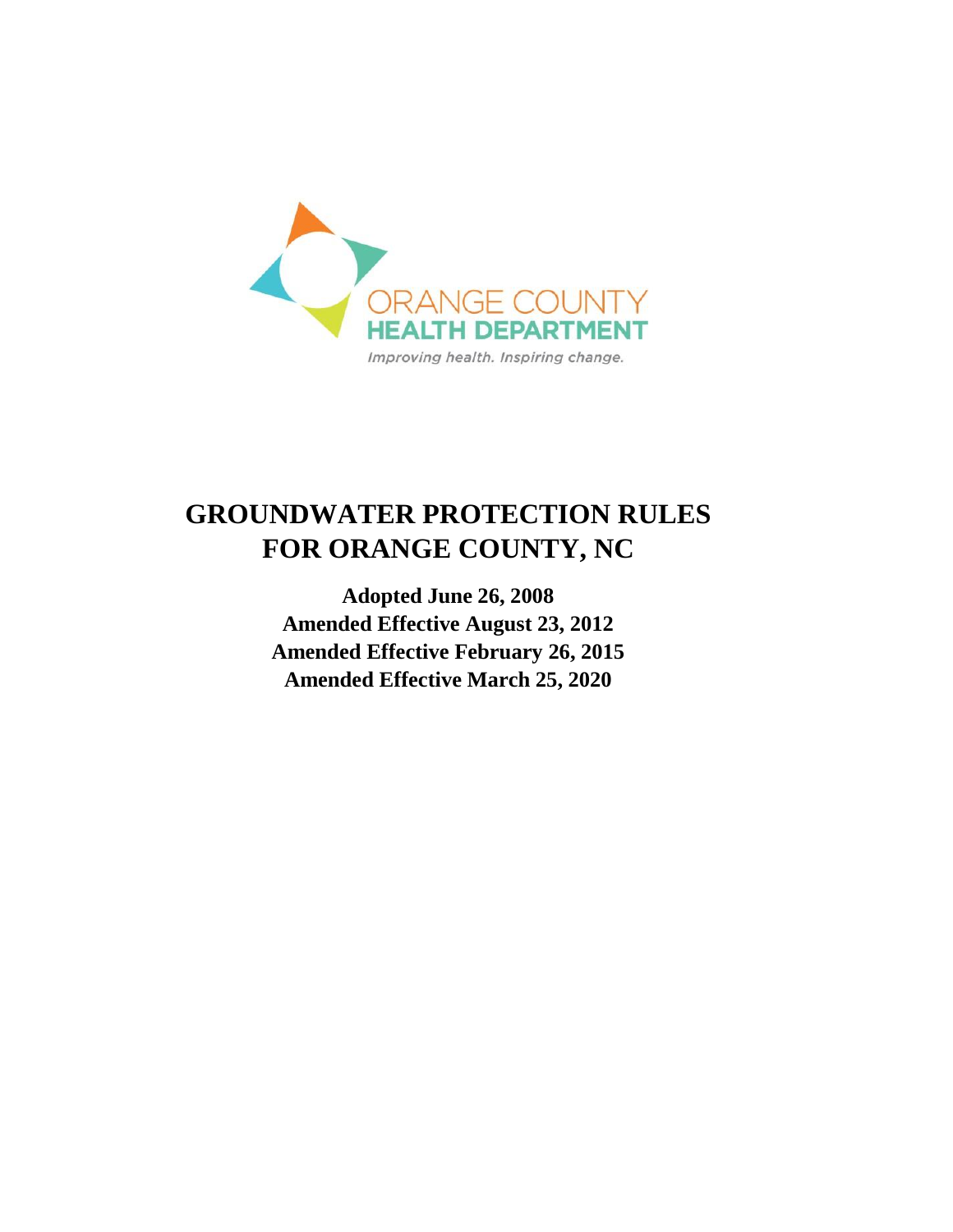ORANGE COUNTY
HEALTH DEPARTMENT
*Improving health. Inspiring change.*

# GROUNDWATER PROTECTION RULES FOR ORANGE COUNTY, NC

**Adopted June 26, 2008**
**Amended Effective August 23, 2012**
**Amended Effective February 26, 2015**
**Amended Effective March 25, 2020**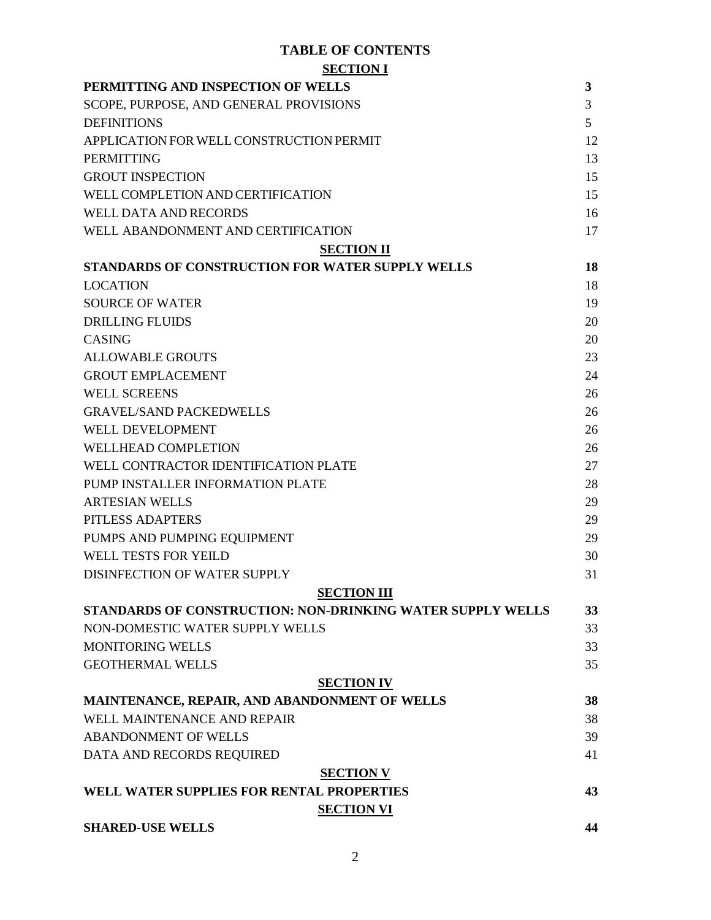# TABLE OF CONTENTS

| | |
|---|---|
| **SECTION I** | |
| **PERMITTING AND INSPECTION OF WELLS** | **3** |
| SCOPE, PURPOSE, AND GENERAL PROVISIONS | 3 |
| DEFINITIONS | 5 |
| APPLICATION FOR WELL CONSTRUCTION PERMIT | 12 |
| PERMITTING | 13 |
| GROUT INSPECTION | 15 |
| WELL COMPLETION AND CERTIFICATION | 15 |
| WELL DATA AND RECORDS | 16 |
| WELL ABANDONMENT AND CERTIFICATION | 17 |
| **SECTION II** | |
| **STANDARDS OF CONSTRUCTION FOR WATER SUPPLY WELLS** | **18** |
| LOCATION | 18 |
| SOURCE OF WATER | 19 |
| DRILLING FLUIDS | 20 |
| CASING | 20 |
| ALLOWABLE GROUTS | 23 |
| GROUT EMPLACEMENT | 24 |
| WELL SCREENS | 26 |
| GRAVEL/SAND PACKEDWELLS | 26 |
| WELL DEVELOPMENT | 26 |
| WELLHEAD COMPLETION | 26 |
| WELL CONTRACTOR IDENTIFICATION PLATE | 27 |
| PUMP INSTALLER INFORMATION PLATE | 28 |
| ARTESIAN WELLS | 29 |
| PITLESS ADAPTERS | 29 |
| PUMPS AND PUMPING EQUIPMENT | 29 |
| WELL TESTS FOR YEILD | 30 |
| DISINFECTION OF WATER SUPPLY | 31 |
| **SECTION III** | |
| **STANDARDS OF CONSTRUCTION: NON-DRINKING WATER SUPPLY WELLS** | **33** |
| NON-DOMESTIC WATER SUPPLY WELLS | 33 |
| MONITORING WELLS | 33 |
| GEOTHERMAL WELLS | 35 |
| **SECTION IV** | |
| **MAINTENANCE, REPAIR, AND ABANDONMENT OF WELLS** | **38** |
| WELL MAINTENANCE AND REPAIR | 38 |
| ABANDONMENT OF WELLS | 39 |
| DATA AND RECORDS REQUIRED | 41 |
| **SECTION V** | |
| **WELL WATER SUPPLIES FOR RENTAL PROPERTIES** | **43** |
| **SECTION VI** | |
| **SHARED-USE WELLS** | **44** |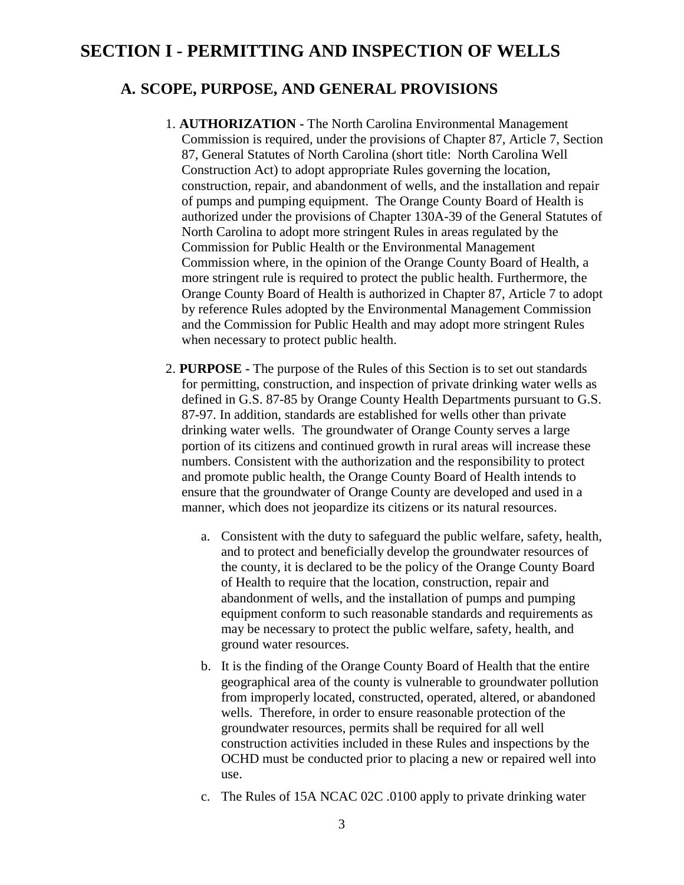# SECTION I - PERMITTING AND INSPECTION OF WELLS

## A. SCOPE, PURPOSE, AND GENERAL PROVISIONS

1. **AUTHORIZATION -** The North Carolina Environmental Management Commission is required, under the provisions of Chapter 87, Article 7, Section 87, General Statutes of North Carolina (short title: North Carolina Well Construction Act) to adopt appropriate Rules governing the location, construction, repair, and abandonment of wells, and the installation and repair of pumps and pumping equipment. The Orange County Board of Health is authorized under the provisions of Chapter 130A-39 of the General Statutes of North Carolina to adopt more stringent Rules in areas regulated by the Commission for Public Health or the Environmental Management Commission where, in the opinion of the Orange County Board of Health, a more stringent rule is required to protect the public health. Furthermore, the Orange County Board of Health is authorized in Chapter 87, Article 7 to adopt by reference Rules adopted by the Environmental Management Commission and the Commission for Public Health and may adopt more stringent Rules when necessary to protect public health.

2. **PURPOSE -** The purpose of the Rules of this Section is to set out standards for permitting, construction, and inspection of private drinking water wells as defined in G.S. 87-85 by Orange County Health Departments pursuant to G.S. 87-97. In addition, standards are established for wells other than private drinking water wells. The groundwater of Orange County serves a large portion of its citizens and continued growth in rural areas will increase these numbers. Consistent with the authorization and the responsibility to protect and promote public health, the Orange County Board of Health intends to ensure that the groundwater of Orange County are developed and used in a manner, which does not jeopardize its citizens or its natural resources.

   a. Consistent with the duty to safeguard the public welfare, safety, health, and to protect and beneficially develop the groundwater resources of the county, it is declared to be the policy of the Orange County Board of Health to require that the location, construction, repair and abandonment of wells, and the installation of pumps and pumping equipment conform to such reasonable standards and requirements as may be necessary to protect the public welfare, safety, health, and ground water resources.

   b. It is the finding of the Orange County Board of Health that the entire geographical area of the county is vulnerable to groundwater pollution from improperly located, constructed, operated, altered, or abandoned wells. Therefore, in order to ensure reasonable protection of the groundwater resources, permits shall be required for all well construction activities included in these Rules and inspections by the OCHD must be conducted prior to placing a new or repaired well into use.

   c. The Rules of 15A NCAC 02C .0100 apply to private drinking water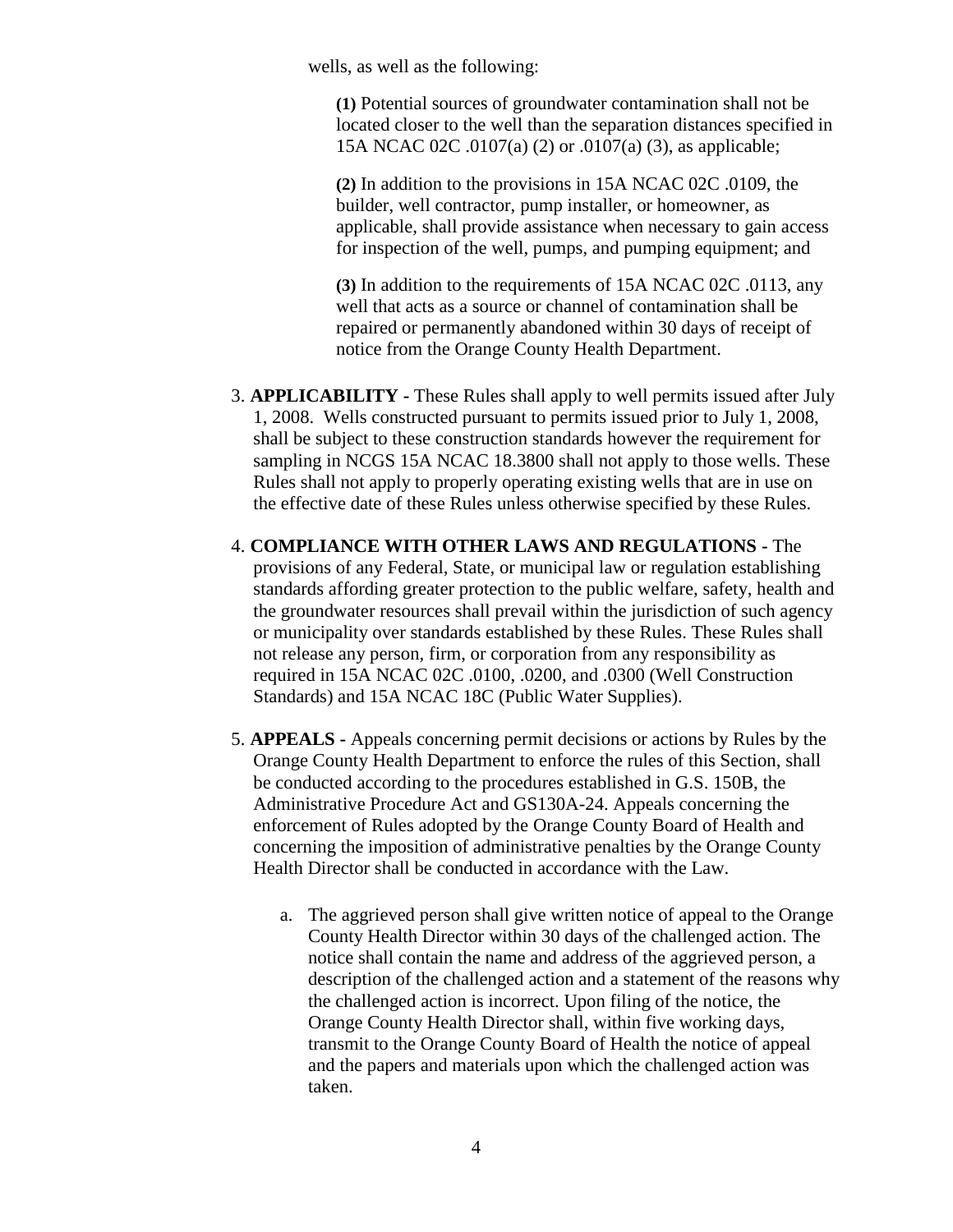wells, as well as the following:

**(1)** Potential sources of groundwater contamination shall not be located closer to the well than the separation distances specified in 15A NCAC 02C .0107(a) (2) or .0107(a) (3), as applicable;

**(2)** In addition to the provisions in 15A NCAC 02C .0109, the builder, well contractor, pump installer, or homeowner, as applicable, shall provide assistance when necessary to gain access for inspection of the well, pumps, and pumping equipment; and

**(3)** In addition to the requirements of 15A NCAC 02C .0113, any well that acts as a source or channel of contamination shall be repaired or permanently abandoned within 30 days of receipt of notice from the Orange County Health Department.

3. **APPLICABILITY -** These Rules shall apply to well permits issued after July 1, 2008. Wells constructed pursuant to permits issued prior to July 1, 2008, shall be subject to these construction standards however the requirement for sampling in NCGS 15A NCAC 18.3800 shall not apply to those wells. These Rules shall not apply to properly operating existing wells that are in use on the effective date of these Rules unless otherwise specified by these Rules.

4. **COMPLIANCE WITH OTHER LAWS AND REGULATIONS -** The provisions of any Federal, State, or municipal law or regulation establishing standards affording greater protection to the public welfare, safety, health and the groundwater resources shall prevail within the jurisdiction of such agency or municipality over standards established by these Rules. These Rules shall not release any person, firm, or corporation from any responsibility as required in 15A NCAC 02C .0100, .0200, and .0300 (Well Construction Standards) and 15A NCAC 18C (Public Water Supplies).

5. **APPEALS -** Appeals concerning permit decisions or actions by Rules by the Orange County Health Department to enforce the rules of this Section, shall be conducted according to the procedures established in G.S. 150B, the Administrative Procedure Act and GS130A-24. Appeals concerning the enforcement of Rules adopted by the Orange County Board of Health and concerning the imposition of administrative penalties by the Orange County Health Director shall be conducted in accordance with the Law.

   a. The aggrieved person shall give written notice of appeal to the Orange County Health Director within 30 days of the challenged action. The notice shall contain the name and address of the aggrieved person, a description of the challenged action and a statement of the reasons why the challenged action is incorrect. Upon filing of the notice, the Orange County Health Director shall, within five working days, transmit to the Orange County Board of Health the notice of appeal and the papers and materials upon which the challenged action was taken.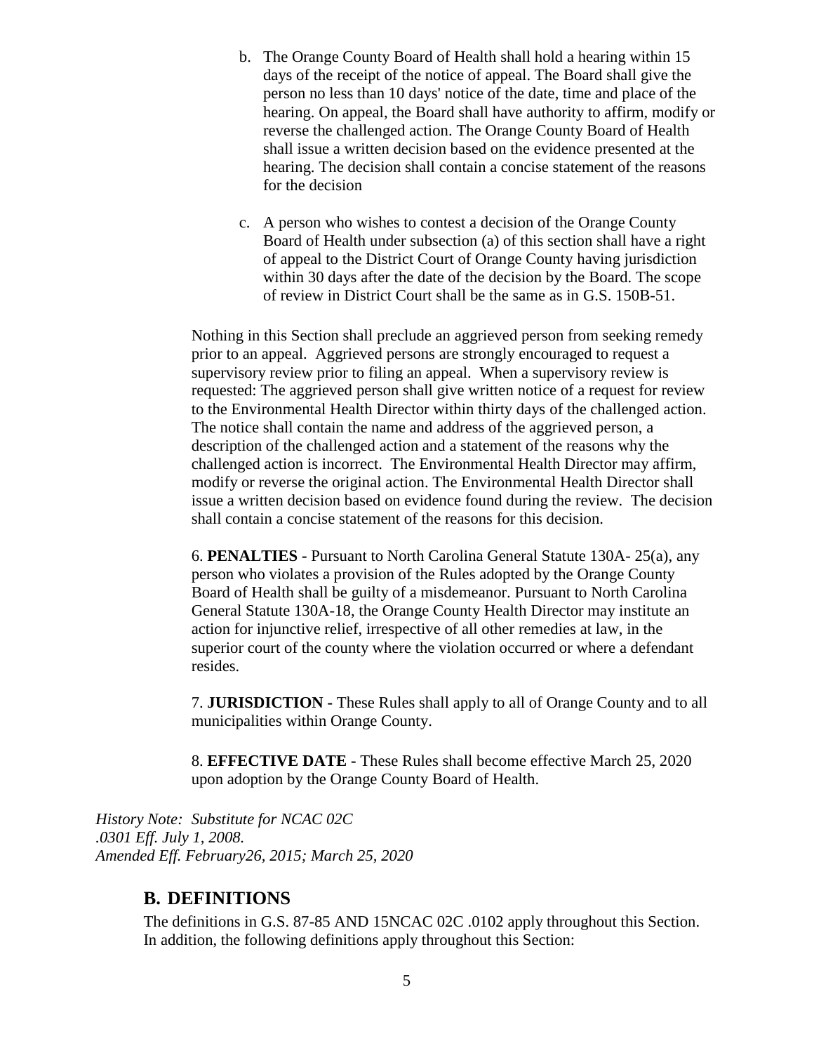b. The Orange County Board of Health shall hold a hearing within 15 days of the receipt of the notice of appeal. The Board shall give the person no less than 10 days' notice of the date, time and place of the hearing. On appeal, the Board shall have authority to affirm, modify or reverse the challenged action. The Orange County Board of Health shall issue a written decision based on the evidence presented at the hearing. The decision shall contain a concise statement of the reasons for the decision

c. A person who wishes to contest a decision of the Orange County Board of Health under subsection (a) of this section shall have a right of appeal to the District Court of Orange County having jurisdiction within 30 days after the date of the decision by the Board. The scope of review in District Court shall be the same as in G.S. 150B-51.

Nothing in this Section shall preclude an aggrieved person from seeking remedy prior to an appeal. Aggrieved persons are strongly encouraged to request a supervisory review prior to filing an appeal. When a supervisory review is requested: The aggrieved person shall give written notice of a request for review to the Environmental Health Director within thirty days of the challenged action. The notice shall contain the name and address of the aggrieved person, a description of the challenged action and a statement of the reasons why the challenged action is incorrect. The Environmental Health Director may affirm, modify or reverse the original action. The Environmental Health Director shall issue a written decision based on evidence found during the review. The decision shall contain a concise statement of the reasons for this decision.

6. **PENALTIES -** Pursuant to North Carolina General Statute 130A- 25(a), any person who violates a provision of the Rules adopted by the Orange County Board of Health shall be guilty of a misdemeanor. Pursuant to North Carolina General Statute 130A-18, the Orange County Health Director may institute an action for injunctive relief, irrespective of all other remedies at law, in the superior court of the county where the violation occurred or where a defendant resides.

7. **JURISDICTION -** These Rules shall apply to all of Orange County and to all municipalities within Orange County.

8. **EFFECTIVE DATE -** These Rules shall become effective March 25, 2020 upon adoption by the Orange County Board of Health.

*History Note: Substitute for NCAC 02C .0301 Eff. July 1, 2008.*
*Amended Eff. February26, 2015; March 25, 2020*

## B. DEFINITIONS

The definitions in G.S. 87-85 AND 15NCAC 02C .0102 apply throughout this Section. In addition, the following definitions apply throughout this Section: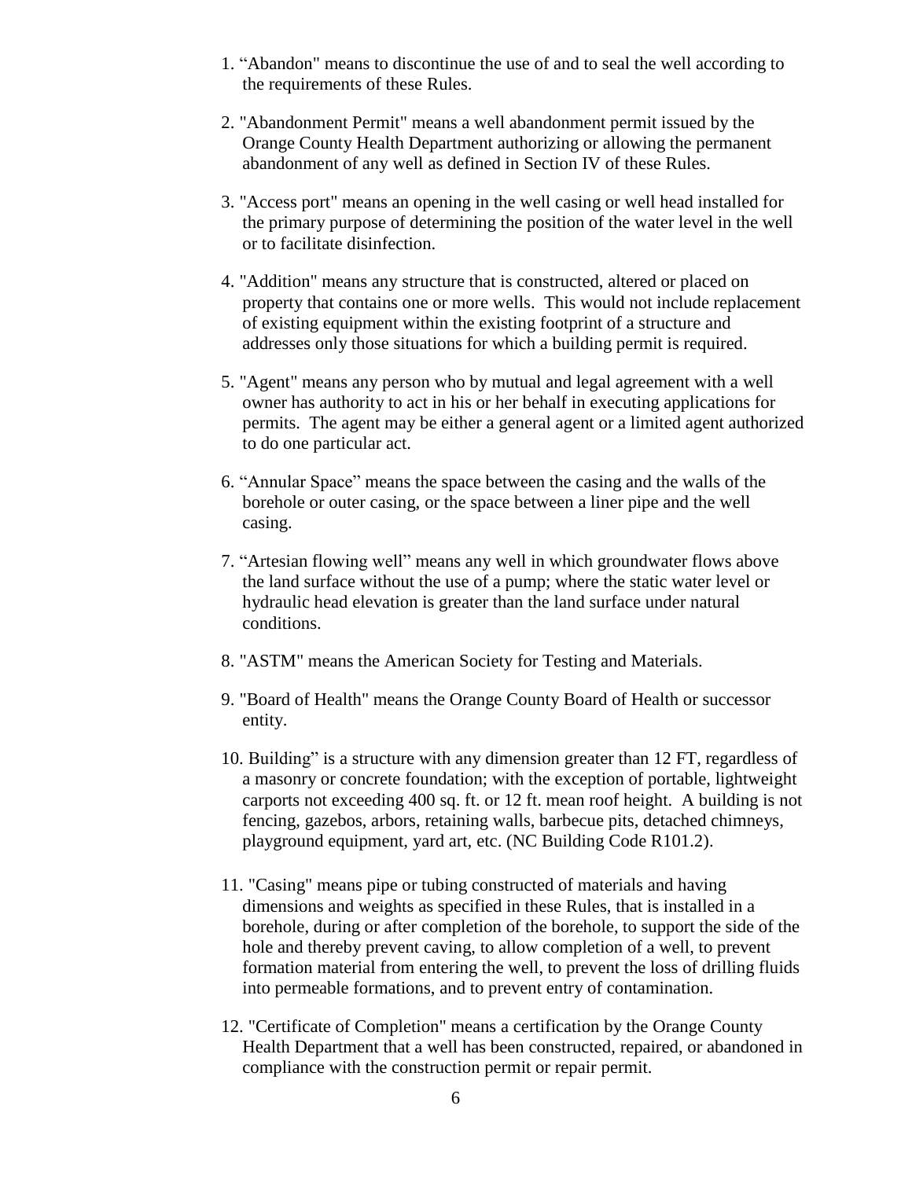1. “Abandon" means to discontinue the use of and to seal the well according to the requirements of these Rules.

2. "Abandonment Permit" means a well abandonment permit issued by the Orange County Health Department authorizing or allowing the permanent abandonment of any well as defined in Section IV of these Rules.

3. "Access port" means an opening in the well casing or well head installed for the primary purpose of determining the position of the water level in the well or to facilitate disinfection.

4. "Addition" means any structure that is constructed, altered or placed on property that contains one or more wells. This would not include replacement of existing equipment within the existing footprint of a structure and addresses only those situations for which a building permit is required.

5. "Agent" means any person who by mutual and legal agreement with a well owner has authority to act in his or her behalf in executing applications for permits. The agent may be either a general agent or a limited agent authorized to do one particular act.

6. “Annular Space” means the space between the casing and the walls of the borehole or outer casing, or the space between a liner pipe and the well casing.

7. “Artesian flowing well” means any well in which groundwater flows above the land surface without the use of a pump; where the static water level or hydraulic head elevation is greater than the land surface under natural conditions.

8. "ASTM" means the American Society for Testing and Materials.

9. "Board of Health" means the Orange County Board of Health or successor entity.

10. Building” is a structure with any dimension greater than 12 FT, regardless of a masonry or concrete foundation; with the exception of portable, lightweight carports not exceeding 400 sq. ft. or 12 ft. mean roof height. A building is not fencing, gazebos, arbors, retaining walls, barbecue pits, detached chimneys, playground equipment, yard art, etc. (NC Building Code R101.2).

11. "Casing" means pipe or tubing constructed of materials and having dimensions and weights as specified in these Rules, that is installed in a borehole, during or after completion of the borehole, to support the side of the hole and thereby prevent caving, to allow completion of a well, to prevent formation material from entering the well, to prevent the loss of drilling fluids into permeable formations, and to prevent entry of contamination.

12. "Certificate of Completion" means a certification by the Orange County Health Department that a well has been constructed, repaired, or abandoned in compliance with the construction permit or repair permit.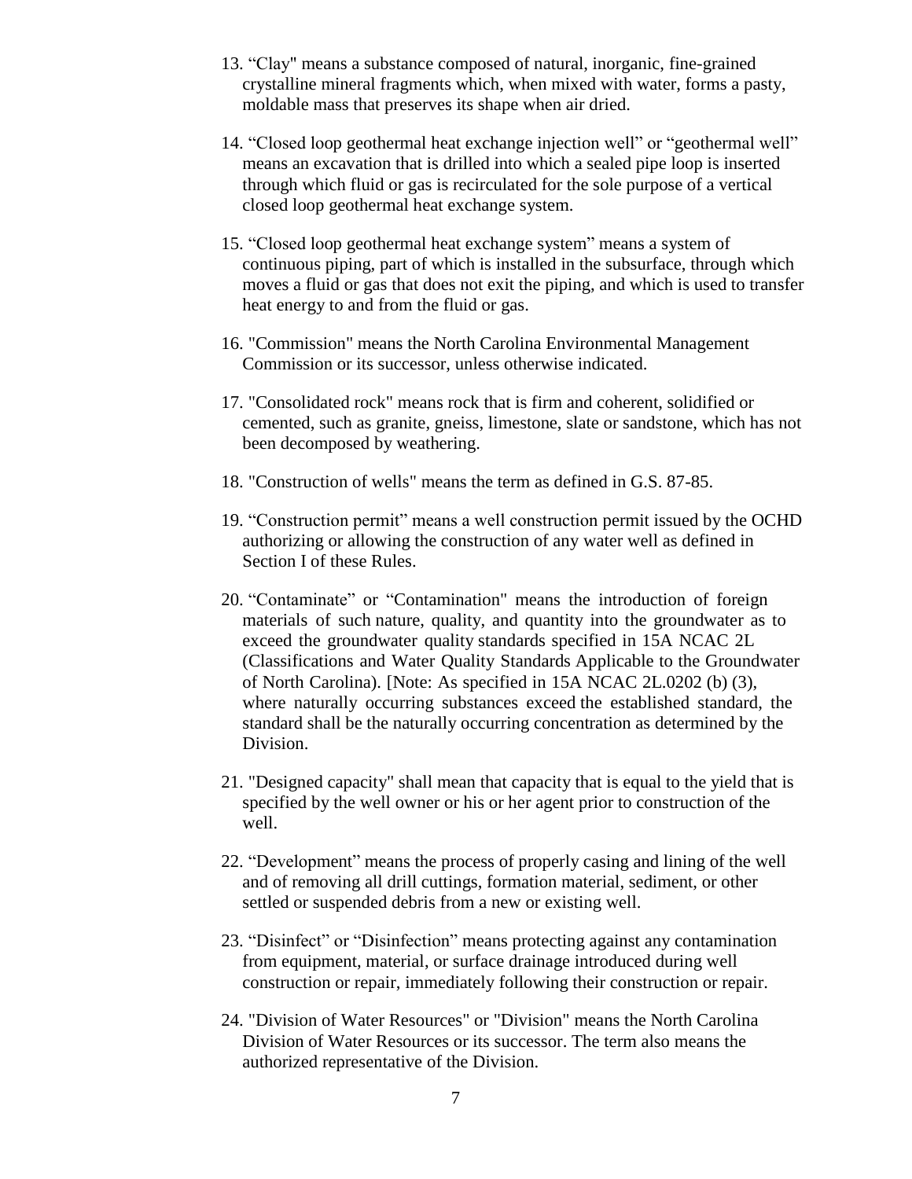13. “Clay" means a substance composed of natural, inorganic, fine-grained crystalline mineral fragments which, when mixed with water, forms a pasty, moldable mass that preserves its shape when air dried.

14. “Closed loop geothermal heat exchange injection well” or “geothermal well” means an excavation that is drilled into which a sealed pipe loop is inserted through which fluid or gas is recirculated for the sole purpose of a vertical closed loop geothermal heat exchange system.

15. “Closed loop geothermal heat exchange system” means a system of continuous piping, part of which is installed in the subsurface, through which moves a fluid or gas that does not exit the piping, and which is used to transfer heat energy to and from the fluid or gas.

16. "Commission" means the North Carolina Environmental Management Commission or its successor, unless otherwise indicated.

17. "Consolidated rock" means rock that is firm and coherent, solidified or cemented, such as granite, gneiss, limestone, slate or sandstone, which has not been decomposed by weathering.

18. "Construction of wells" means the term as defined in G.S. 87-85.

19. “Construction permit” means a well construction permit issued by the OCHD authorizing or allowing the construction of any water well as defined in Section I of these Rules.

20. “Contaminate” or “Contamination" means the introduction of foreign materials of such nature, quality, and quantity into the groundwater as to exceed the groundwater quality standards specified in 15A NCAC 2L (Classifications and Water Quality Standards Applicable to the Groundwater of North Carolina). [Note: As specified in 15A NCAC 2L.0202 (b) (3), where naturally occurring substances exceed the established standard, the standard shall be the naturally occurring concentration as determined by the Division.

21. "Designed capacity" shall mean that capacity that is equal to the yield that is specified by the well owner or his or her agent prior to construction of the well.

22. “Development” means the process of properly casing and lining of the well and of removing all drill cuttings, formation material, sediment, or other settled or suspended debris from a new or existing well.

23. “Disinfect” or “Disinfection” means protecting against any contamination from equipment, material, or surface drainage introduced during well construction or repair, immediately following their construction or repair.

24. "Division of Water Resources" or "Division" means the North Carolina Division of Water Resources or its successor. The term also means the authorized representative of the Division.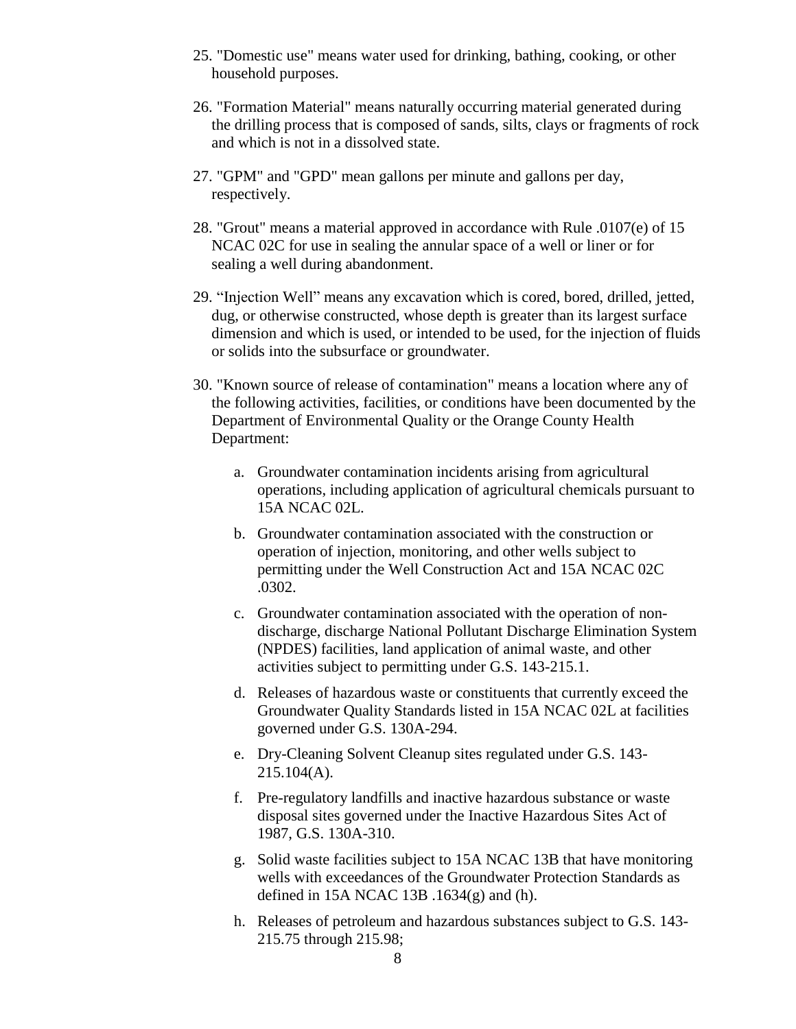25. "Domestic use" means water used for drinking, bathing, cooking, or other household purposes.

26. "Formation Material" means naturally occurring material generated during the drilling process that is composed of sands, silts, clays or fragments of rock and which is not in a dissolved state.

27. "GPM" and "GPD" mean gallons per minute and gallons per day, respectively.

28. "Grout" means a material approved in accordance with Rule .0107(e) of 15 NCAC 02C for use in sealing the annular space of a well or liner or for sealing a well during abandonment.

29. "Injection Well" means any excavation which is cored, bored, drilled, jetted, dug, or otherwise constructed, whose depth is greater than its largest surface dimension and which is used, or intended to be used, for the injection of fluids or solids into the subsurface or groundwater.

30. "Known source of release of contamination" means a location where any of the following activities, facilities, or conditions have been documented by the Department of Environmental Quality or the Orange County Health Department:

    a. Groundwater contamination incidents arising from agricultural operations, including application of agricultural chemicals pursuant to 15A NCAC 02L.

    b. Groundwater contamination associated with the construction or operation of injection, monitoring, and other wells subject to permitting under the Well Construction Act and 15A NCAC 02C .0302.

    c. Groundwater contamination associated with the operation of non-discharge, discharge National Pollutant Discharge Elimination System (NPDES) facilities, land application of animal waste, and other activities subject to permitting under G.S. 143-215.1.

    d. Releases of hazardous waste or constituents that currently exceed the Groundwater Quality Standards listed in 15A NCAC 02L at facilities governed under G.S. 130A-294.

    e. Dry-Cleaning Solvent Cleanup sites regulated under G.S. 143-215.104(A).

    f. Pre-regulatory landfills and inactive hazardous substance or waste disposal sites governed under the Inactive Hazardous Sites Act of 1987, G.S. 130A-310.

    g. Solid waste facilities subject to 15A NCAC 13B that have monitoring wells with exceedances of the Groundwater Protection Standards as defined in 15A NCAC 13B .1634(g) and (h).

    h. Releases of petroleum and hazardous substances subject to G.S. 143-215.75 through 215.98;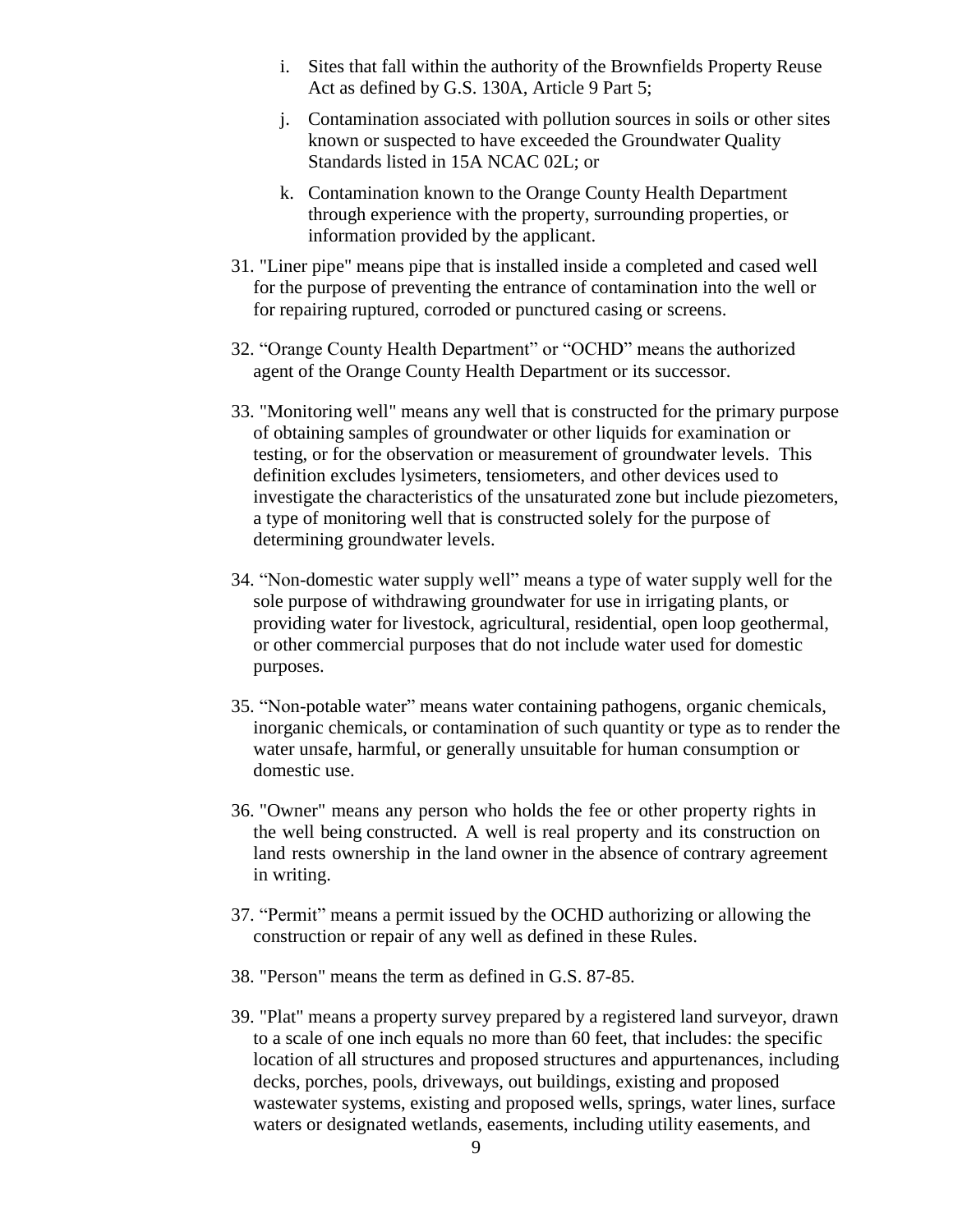i. Sites that fall within the authority of the Brownfields Property Reuse Act as defined by G.S. 130A, Article 9 Part 5;

   j. Contamination associated with pollution sources in soils or other sites known or suspected to have exceeded the Groundwater Quality Standards listed in 15A NCAC 02L; or

   k. Contamination known to the Orange County Health Department through experience with the property, surrounding properties, or information provided by the applicant.

31. "Liner pipe" means pipe that is installed inside a completed and cased well for the purpose of preventing the entrance of contamination into the well or for repairing ruptured, corroded or punctured casing or screens.

32. "Orange County Health Department" or "OCHD" means the authorized agent of the Orange County Health Department or its successor.

33. "Monitoring well" means any well that is constructed for the primary purpose of obtaining samples of groundwater or other liquids for examination or testing, or for the observation or measurement of groundwater levels. This definition excludes lysimeters, tensiometers, and other devices used to investigate the characteristics of the unsaturated zone but include piezometers, a type of monitoring well that is constructed solely for the purpose of determining groundwater levels.

34. "Non-domestic water supply well" means a type of water supply well for the sole purpose of withdrawing groundwater for use in irrigating plants, or providing water for livestock, agricultural, residential, open loop geothermal, or other commercial purposes that do not include water used for domestic purposes.

35. "Non-potable water" means water containing pathogens, organic chemicals, inorganic chemicals, or contamination of such quantity or type as to render the water unsafe, harmful, or generally unsuitable for human consumption or domestic use.

36. "Owner" means any person who holds the fee or other property rights in the well being constructed. A well is real property and its construction on land rests ownership in the land owner in the absence of contrary agreement in writing.

37. "Permit" means a permit issued by the OCHD authorizing or allowing the construction or repair of any well as defined in these Rules.

38. "Person" means the term as defined in G.S. 87-85.

39. "Plat" means a property survey prepared by a registered land surveyor, drawn to a scale of one inch equals no more than 60 feet, that includes: the specific location of all structures and proposed structures and appurtenances, including decks, porches, pools, driveways, out buildings, existing and proposed wastewater systems, existing and proposed wells, springs, water lines, surface waters or designated wetlands, easements, including utility easements, and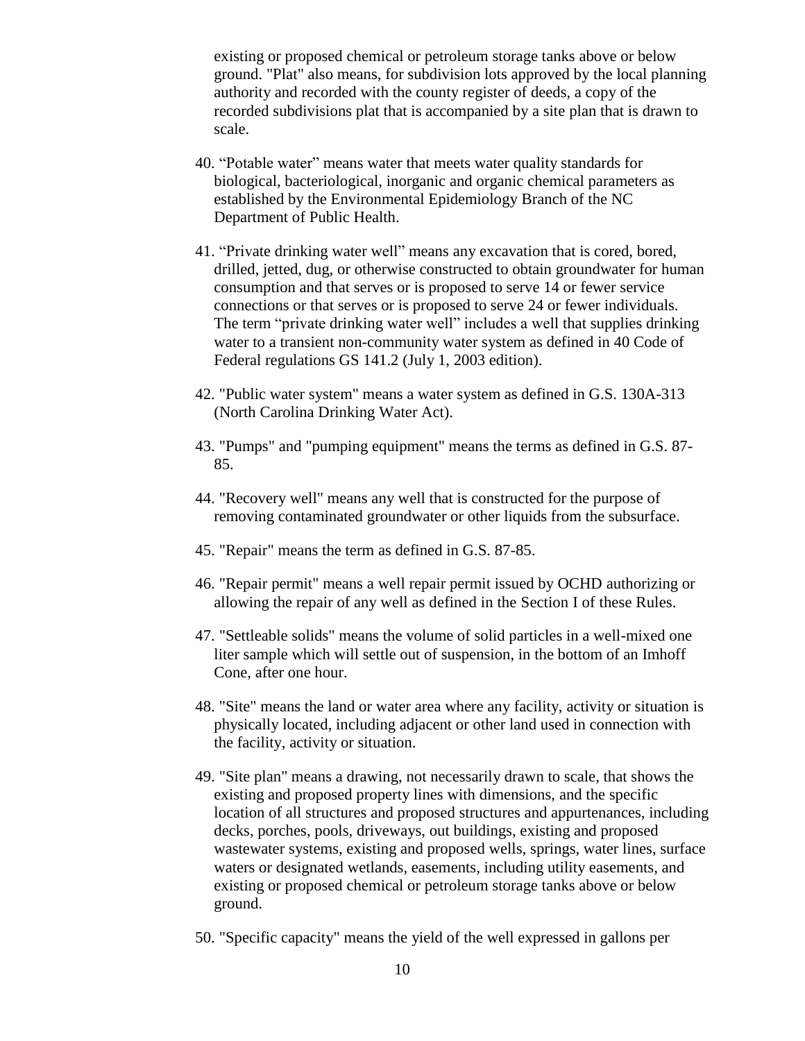existing or proposed chemical or petroleum storage tanks above or below ground. "Plat" also means, for subdivision lots approved by the local planning authority and recorded with the county register of deeds, a copy of the recorded subdivisions plat that is accompanied by a site plan that is drawn to scale.

40. "Potable water" means water that meets water quality standards for biological, bacteriological, inorganic and organic chemical parameters as established by the Environmental Epidemiology Branch of the NC Department of Public Health.

41. "Private drinking water well" means any excavation that is cored, bored, drilled, jetted, dug, or otherwise constructed to obtain groundwater for human consumption and that serves or is proposed to serve 14 or fewer service connections or that serves or is proposed to serve 24 or fewer individuals. The term "private drinking water well" includes a well that supplies drinking water to a transient non-community water system as defined in 40 Code of Federal regulations GS 141.2 (July 1, 2003 edition).

42. "Public water system" means a water system as defined in G.S. 130A-313 (North Carolina Drinking Water Act).

43. "Pumps" and "pumping equipment" means the terms as defined in G.S. 87-85.

44. "Recovery well" means any well that is constructed for the purpose of removing contaminated groundwater or other liquids from the subsurface.

45. "Repair" means the term as defined in G.S. 87-85.

46. "Repair permit" means a well repair permit issued by OCHD authorizing or allowing the repair of any well as defined in the Section I of these Rules.

47. "Settleable solids" means the volume of solid particles in a well-mixed one liter sample which will settle out of suspension, in the bottom of an Imhoff Cone, after one hour.

48. "Site" means the land or water area where any facility, activity or situation is physically located, including adjacent or other land used in connection with the facility, activity or situation.

49. "Site plan" means a drawing, not necessarily drawn to scale, that shows the existing and proposed property lines with dimensions, and the specific location of all structures and proposed structures and appurtenances, including decks, porches, pools, driveways, out buildings, existing and proposed wastewater systems, existing and proposed wells, springs, water lines, surface waters or designated wetlands, easements, including utility easements, and existing or proposed chemical or petroleum storage tanks above or below ground.

50. "Specific capacity" means the yield of the well expressed in gallons per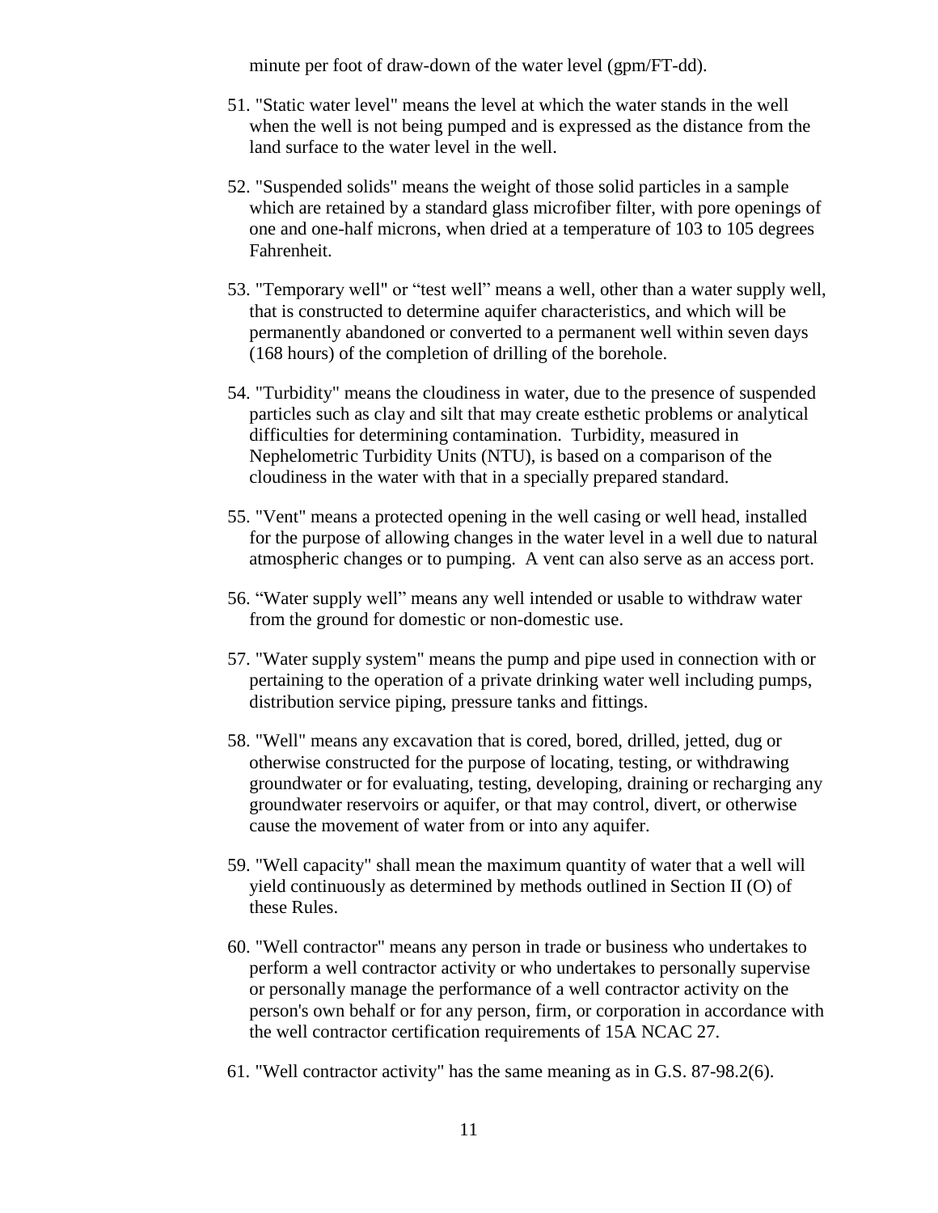minute per foot of draw-down of the water level (gpm/FT-dd).

51. "Static water level" means the level at which the water stands in the well when the well is not being pumped and is expressed as the distance from the land surface to the water level in the well.

52. "Suspended solids" means the weight of those solid particles in a sample which are retained by a standard glass microfiber filter, with pore openings of one and one-half microns, when dried at a temperature of 103 to 105 degrees Fahrenheit.

53. "Temporary well" or "test well" means a well, other than a water supply well, that is constructed to determine aquifer characteristics, and which will be permanently abandoned or converted to a permanent well within seven days (168 hours) of the completion of drilling of the borehole.

54. "Turbidity" means the cloudiness in water, due to the presence of suspended particles such as clay and silt that may create esthetic problems or analytical difficulties for determining contamination. Turbidity, measured in Nephelometric Turbidity Units (NTU), is based on a comparison of the cloudiness in the water with that in a specially prepared standard.

55. "Vent" means a protected opening in the well casing or well head, installed for the purpose of allowing changes in the water level in a well due to natural atmospheric changes or to pumping. A vent can also serve as an access port.

56. "Water supply well" means any well intended or usable to withdraw water from the ground for domestic or non-domestic use.

57. "Water supply system" means the pump and pipe used in connection with or pertaining to the operation of a private drinking water well including pumps, distribution service piping, pressure tanks and fittings.

58. "Well" means any excavation that is cored, bored, drilled, jetted, dug or otherwise constructed for the purpose of locating, testing, or withdrawing groundwater or for evaluating, testing, developing, draining or recharging any groundwater reservoirs or aquifer, or that may control, divert, or otherwise cause the movement of water from or into any aquifer.

59. "Well capacity" shall mean the maximum quantity of water that a well will yield continuously as determined by methods outlined in Section II (O) of these Rules.

60. "Well contractor" means any person in trade or business who undertakes to perform a well contractor activity or who undertakes to personally supervise or personally manage the performance of a well contractor activity on the person's own behalf or for any person, firm, or corporation in accordance with the well contractor certification requirements of 15A NCAC 27.

61. "Well contractor activity" has the same meaning as in G.S. 87-98.2(6).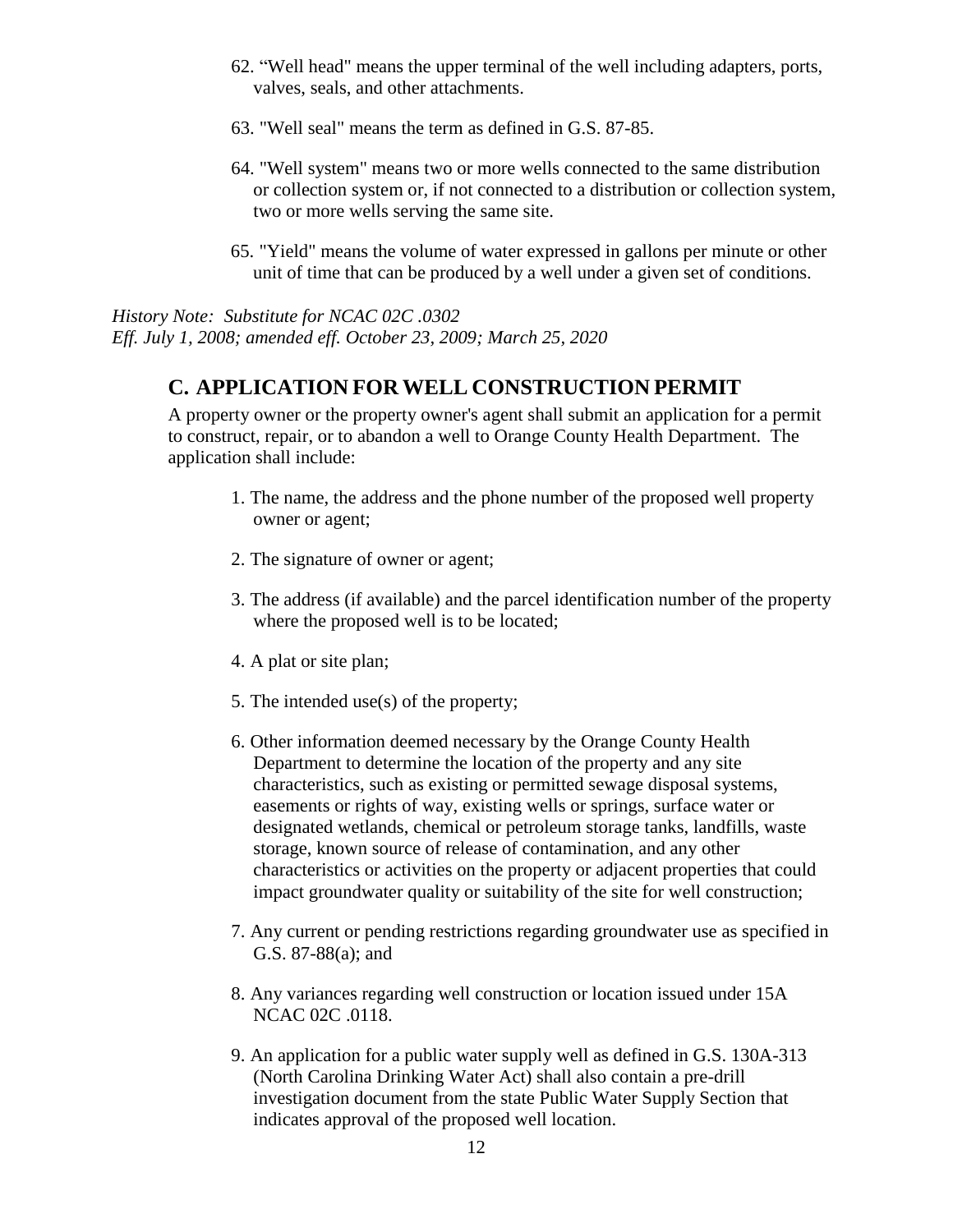62. “Well head" means the upper terminal of the well including adapters, ports, valves, seals, and other attachments.

63. "Well seal" means the term as defined in G.S. 87-85.

64. "Well system" means two or more wells connected to the same distribution or collection system or, if not connected to a distribution or collection system, two or more wells serving the same site.

65. "Yield" means the volume of water expressed in gallons per minute or other unit of time that can be produced by a well under a given set of conditions.

*History Note: Substitute for NCAC 02C .0302*
*Eff. July 1, 2008; amended eff. October 23, 2009; March 25, 2020*

## C. APPLICATION FOR WELL CONSTRUCTION PERMIT

A property owner or the property owner's agent shall submit an application for a permit to construct, repair, or to abandon a well to Orange County Health Department. The application shall include:

1. The name, the address and the phone number of the proposed well property owner or agent;

2. The signature of owner or agent;

3. The address (if available) and the parcel identification number of the property where the proposed well is to be located;

4. A plat or site plan;

5. The intended use(s) of the property;

6. Other information deemed necessary by the Orange County Health Department to determine the location of the property and any site characteristics, such as existing or permitted sewage disposal systems, easements or rights of way, existing wells or springs, surface water or designated wetlands, chemical or petroleum storage tanks, landfills, waste storage, known source of release of contamination, and any other characteristics or activities on the property or adjacent properties that could impact groundwater quality or suitability of the site for well construction;

7. Any current or pending restrictions regarding groundwater use as specified in G.S. 87-88(a); and

8. Any variances regarding well construction or location issued under 15A NCAC 02C .0118.

9. An application for a public water supply well as defined in G.S. 130A-313 (North Carolina Drinking Water Act) shall also contain a pre-drill investigation document from the state Public Water Supply Section that indicates approval of the proposed well location.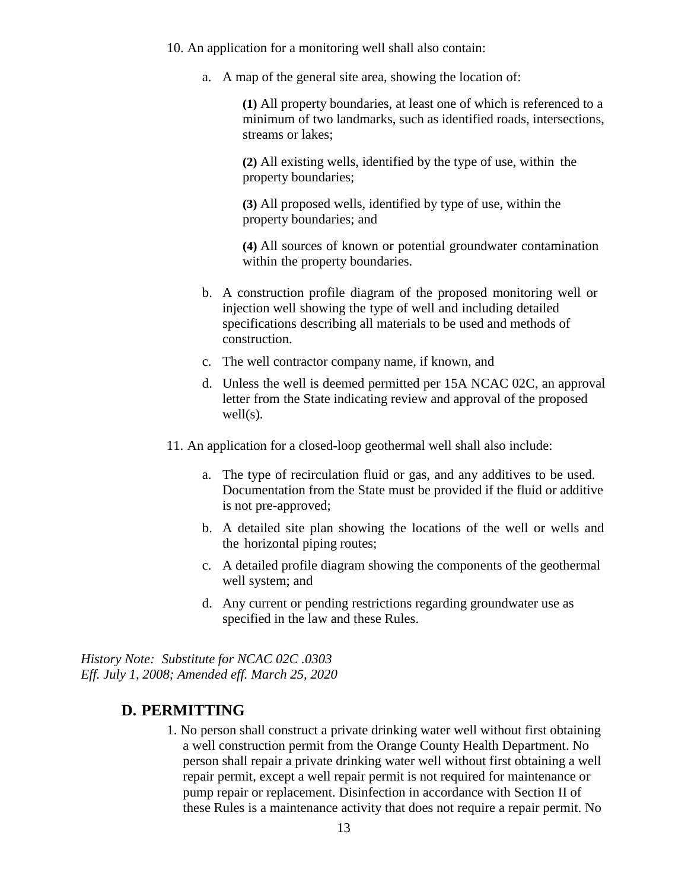10. An application for a monitoring well shall also contain:

    a. A map of the general site area, showing the location of:

        **(1)** All property boundaries, at least one of which is referenced to a minimum of two landmarks, such as identified roads, intersections, streams or lakes;

        **(2)** All existing wells, identified by the type of use, within the property boundaries;

        **(3)** All proposed wells, identified by type of use, within the property boundaries; and

        **(4)** All sources of known or potential groundwater contamination within the property boundaries.

    b. A construction profile diagram of the proposed monitoring well or injection well showing the type of well and including detailed specifications describing all materials to be used and methods of construction.

    c. The well contractor company name, if known, and

    d. Unless the well is deemed permitted per 15A NCAC 02C, an approval letter from the State indicating review and approval of the proposed well(s).

11. An application for a closed-loop geothermal well shall also include:

    a. The type of recirculation fluid or gas, and any additives to be used. Documentation from the State must be provided if the fluid or additive is not pre-approved;

    b. A detailed site plan showing the locations of the well or wells and the horizontal piping routes;

    c. A detailed profile diagram showing the components of the geothermal well system; and

    d. Any current or pending restrictions regarding groundwater use as specified in the law and these Rules.

*History Note: Substitute for NCAC 02C .0303*
*Eff. July 1, 2008; Amended eff. March 25, 2020*

## D. PERMITTING

1. No person shall construct a private drinking water well without first obtaining a well construction permit from the Orange County Health Department. No person shall repair a private drinking water well without first obtaining a well repair permit, except a well repair permit is not required for maintenance or pump repair or replacement. Disinfection in accordance with Section II of these Rules is a maintenance activity that does not require a repair permit. No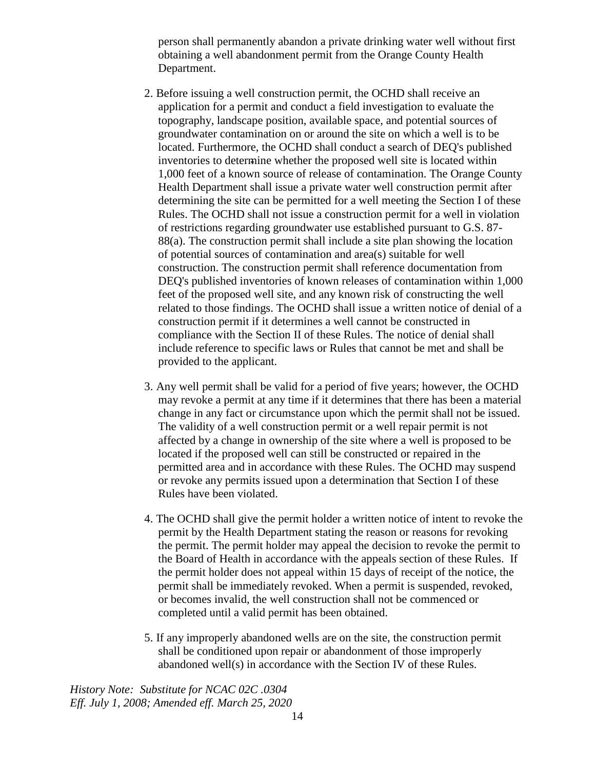person shall permanently abandon a private drinking water well without first obtaining a well abandonment permit from the Orange County Health Department.

2. Before issuing a well construction permit, the OCHD shall receive an application for a permit and conduct a field investigation to evaluate the topography, landscape position, available space, and potential sources of groundwater contamination on or around the site on which a well is to be located. Furthermore, the OCHD shall conduct a search of DEQ's published inventories to determine whether the proposed well site is located within 1,000 feet of a known source of release of contamination. The Orange County Health Department shall issue a private water well construction permit after determining the site can be permitted for a well meeting the Section I of these Rules. The OCHD shall not issue a construction permit for a well in violation of restrictions regarding groundwater use established pursuant to G.S. 87-88(a). The construction permit shall include a site plan showing the location of potential sources of contamination and area(s) suitable for well construction. The construction permit shall reference documentation from DEQ's published inventories of known releases of contamination within 1,000 feet of the proposed well site, and any known risk of constructing the well related to those findings. The OCHD shall issue a written notice of denial of a construction permit if it determines a well cannot be constructed in compliance with the Section II of these Rules. The notice of denial shall include reference to specific laws or Rules that cannot be met and shall be provided to the applicant.

3. Any well permit shall be valid for a period of five years; however, the OCHD may revoke a permit at any time if it determines that there has been a material change in any fact or circumstance upon which the permit shall not be issued. The validity of a well construction permit or a well repair permit is not affected by a change in ownership of the site where a well is proposed to be located if the proposed well can still be constructed or repaired in the permitted area and in accordance with these Rules. The OCHD may suspend or revoke any permits issued upon a determination that Section I of these Rules have been violated.

4. The OCHD shall give the permit holder a written notice of intent to revoke the permit by the Health Department stating the reason or reasons for revoking the permit. The permit holder may appeal the decision to revoke the permit to the Board of Health in accordance with the appeals section of these Rules. If the permit holder does not appeal within 15 days of receipt of the notice, the permit shall be immediately revoked. When a permit is suspended, revoked, or becomes invalid, the well construction shall not be commenced or completed until a valid permit has been obtained.

5. If any improperly abandoned wells are on the site, the construction permit shall be conditioned upon repair or abandonment of those improperly abandoned well(s) in accordance with the Section IV of these Rules.

*History Note: Substitute for NCAC 02C .0304*
*Eff. July 1, 2008; Amended eff. March 25, 2020*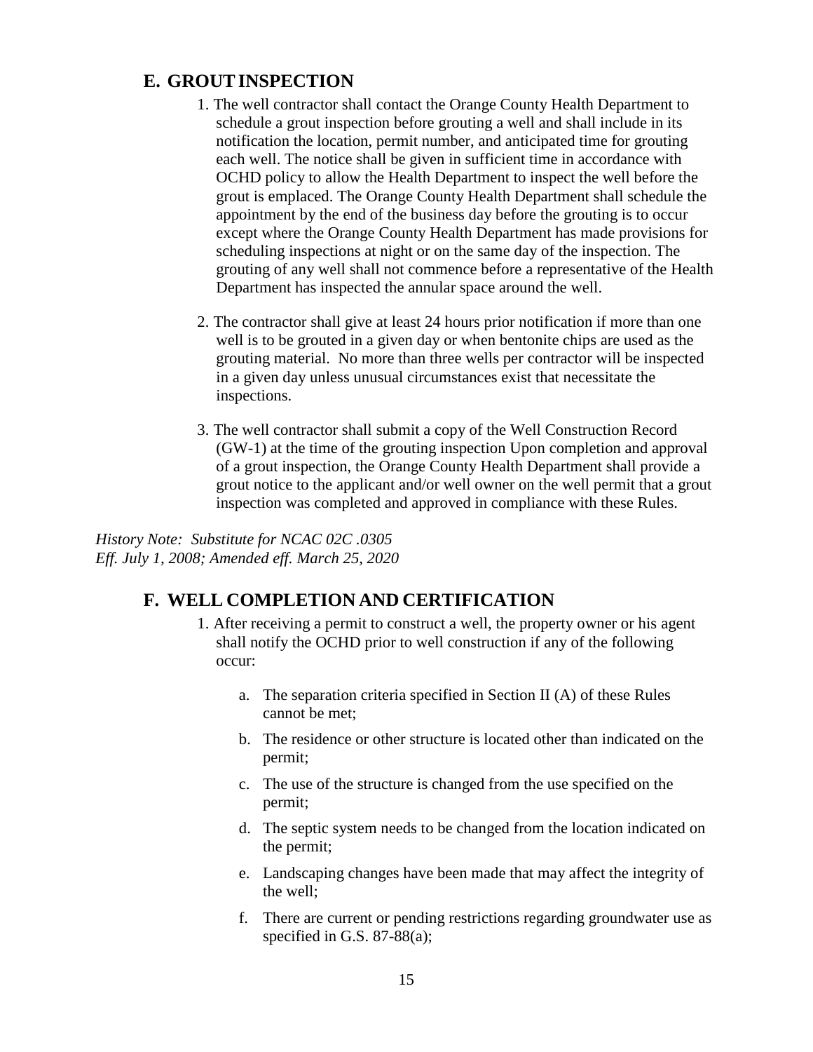## E. GROUT INSPECTION

1. The well contractor shall contact the Orange County Health Department to schedule a grout inspection before grouting a well and shall include in its notification the location, permit number, and anticipated time for grouting each well. The notice shall be given in sufficient time in accordance with OCHD policy to allow the Health Department to inspect the well before the grout is emplaced. The Orange County Health Department shall schedule the appointment by the end of the business day before the grouting is to occur except where the Orange County Health Department has made provisions for scheduling inspections at night or on the same day of the inspection. The grouting of any well shall not commence before a representative of the Health Department has inspected the annular space around the well.

2. The contractor shall give at least 24 hours prior notification if more than one well is to be grouted in a given day or when bentonite chips are used as the grouting material. No more than three wells per contractor will be inspected in a given day unless unusual circumstances exist that necessitate the inspections.

3. The well contractor shall submit a copy of the Well Construction Record (GW-1) at the time of the grouting inspection Upon completion and approval of a grout inspection, the Orange County Health Department shall provide a grout notice to the applicant and/or well owner on the well permit that a grout inspection was completed and approved in compliance with these Rules.

*History Note: Substitute for NCAC 02C .0305*
*Eff. July 1, 2008; Amended eff. March 25, 2020*

## F. WELL COMPLETION AND CERTIFICATION

1. After receiving a permit to construct a well, the property owner or his agent shall notify the OCHD prior to well construction if any of the following occur:

   a. The separation criteria specified in Section II (A) of these Rules cannot be met;

   b. The residence or other structure is located other than indicated on the permit;

   c. The use of the structure is changed from the use specified on the permit;

   d. The septic system needs to be changed from the location indicated on the permit;

   e. Landscaping changes have been made that may affect the integrity of the well;

   f. There are current or pending restrictions regarding groundwater use as specified in G.S. 87-88(a);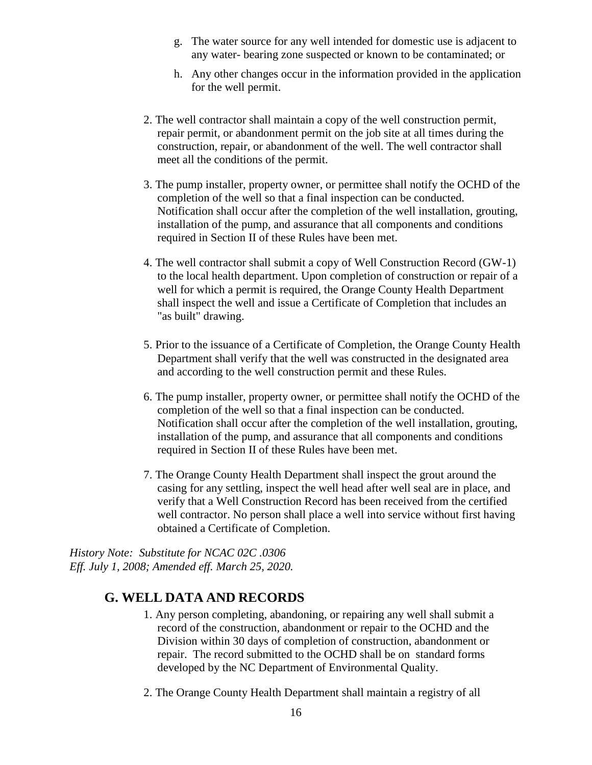g. The water source for any well intended for domestic use is adjacent to any water- bearing zone suspected or known to be contaminated; or

h. Any other changes occur in the information provided in the application for the well permit.

2. The well contractor shall maintain a copy of the well construction permit, repair permit, or abandonment permit on the job site at all times during the construction, repair, or abandonment of the well. The well contractor shall meet all the conditions of the permit.

3. The pump installer, property owner, or permittee shall notify the OCHD of the completion of the well so that a final inspection can be conducted. Notification shall occur after the completion of the well installation, grouting, installation of the pump, and assurance that all components and conditions required in Section II of these Rules have been met.

4. The well contractor shall submit a copy of Well Construction Record (GW-1) to the local health department. Upon completion of construction or repair of a well for which a permit is required, the Orange County Health Department shall inspect the well and issue a Certificate of Completion that includes an "as built" drawing.

5. Prior to the issuance of a Certificate of Completion, the Orange County Health Department shall verify that the well was constructed in the designated area and according to the well construction permit and these Rules.

6. The pump installer, property owner, or permittee shall notify the OCHD of the completion of the well so that a final inspection can be conducted. Notification shall occur after the completion of the well installation, grouting, installation of the pump, and assurance that all components and conditions required in Section II of these Rules have been met.

7. The Orange County Health Department shall inspect the grout around the casing for any settling, inspect the well head after well seal are in place, and verify that a Well Construction Record has been received from the certified well contractor. No person shall place a well into service without first having obtained a Certificate of Completion.

*History Note: Substitute for NCAC 02C .0306*
*Eff. July 1, 2008; Amended eff. March 25, 2020.*

## G. WELL DATA AND RECORDS

1. Any person completing, abandoning, or repairing any well shall submit a record of the construction, abandonment or repair to the OCHD and the Division within 30 days of completion of construction, abandonment or repair. The record submitted to the OCHD shall be on standard forms developed by the NC Department of Environmental Quality.

2. The Orange County Health Department shall maintain a registry of all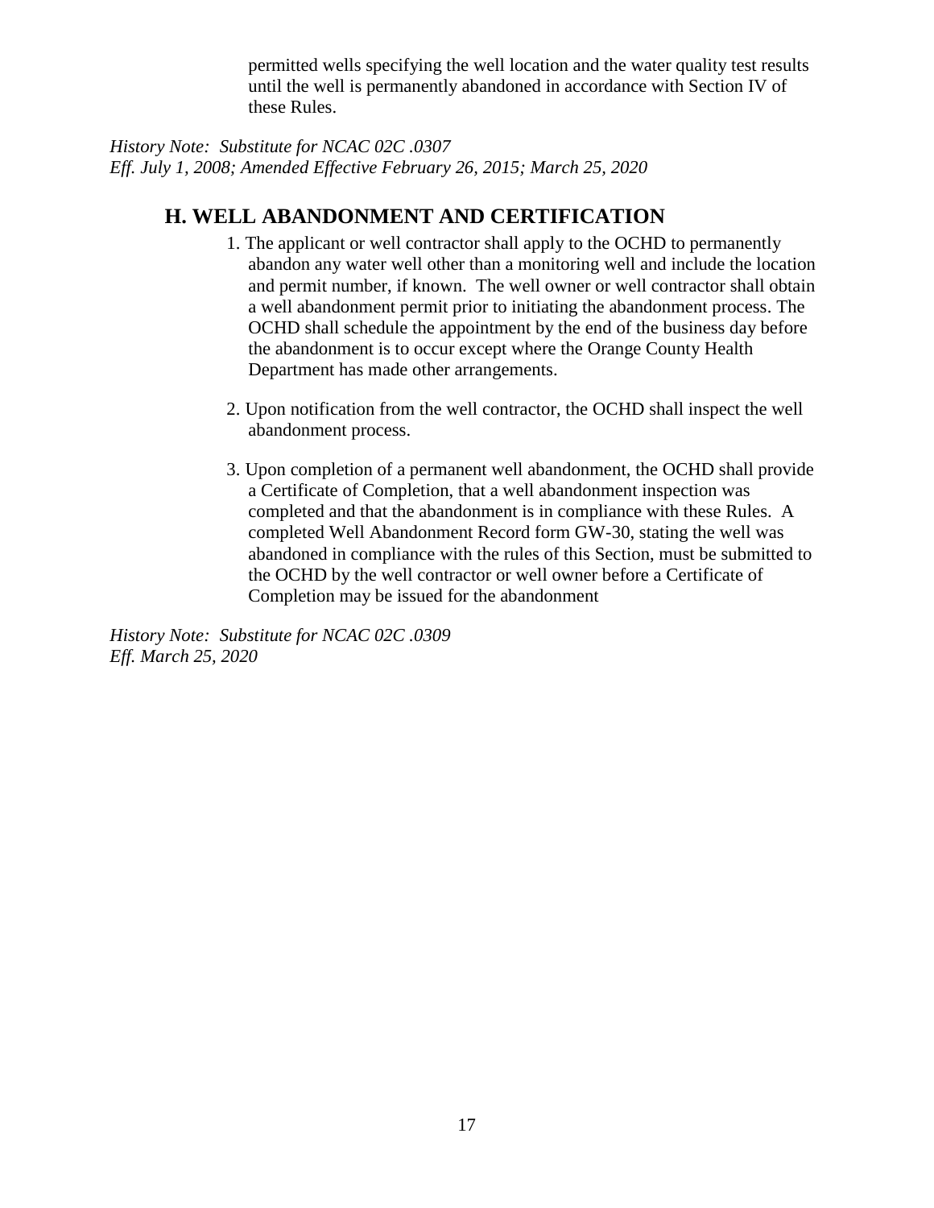permitted wells specifying the well location and the water quality test results until the well is permanently abandoned in accordance with Section IV of these Rules.

*History Note: Substitute for NCAC 02C .0307*
*Eff. July 1, 2008; Amended Effective February 26, 2015; March 25, 2020*

## H. WELL ABANDONMENT AND CERTIFICATION

1. The applicant or well contractor shall apply to the OCHD to permanently abandon any water well other than a monitoring well and include the location and permit number, if known. The well owner or well contractor shall obtain a well abandonment permit prior to initiating the abandonment process. The OCHD shall schedule the appointment by the end of the business day before the abandonment is to occur except where the Orange County Health Department has made other arrangements.

2. Upon notification from the well contractor, the OCHD shall inspect the well abandonment process.

3. Upon completion of a permanent well abandonment, the OCHD shall provide a Certificate of Completion, that a well abandonment inspection was completed and that the abandonment is in compliance with these Rules. A completed Well Abandonment Record form GW-30, stating the well was abandoned in compliance with the rules of this Section, must be submitted to the OCHD by the well contractor or well owner before a Certificate of Completion may be issued for the abandonment

*History Note: Substitute for NCAC 02C .0309*
*Eff. March 25, 2020*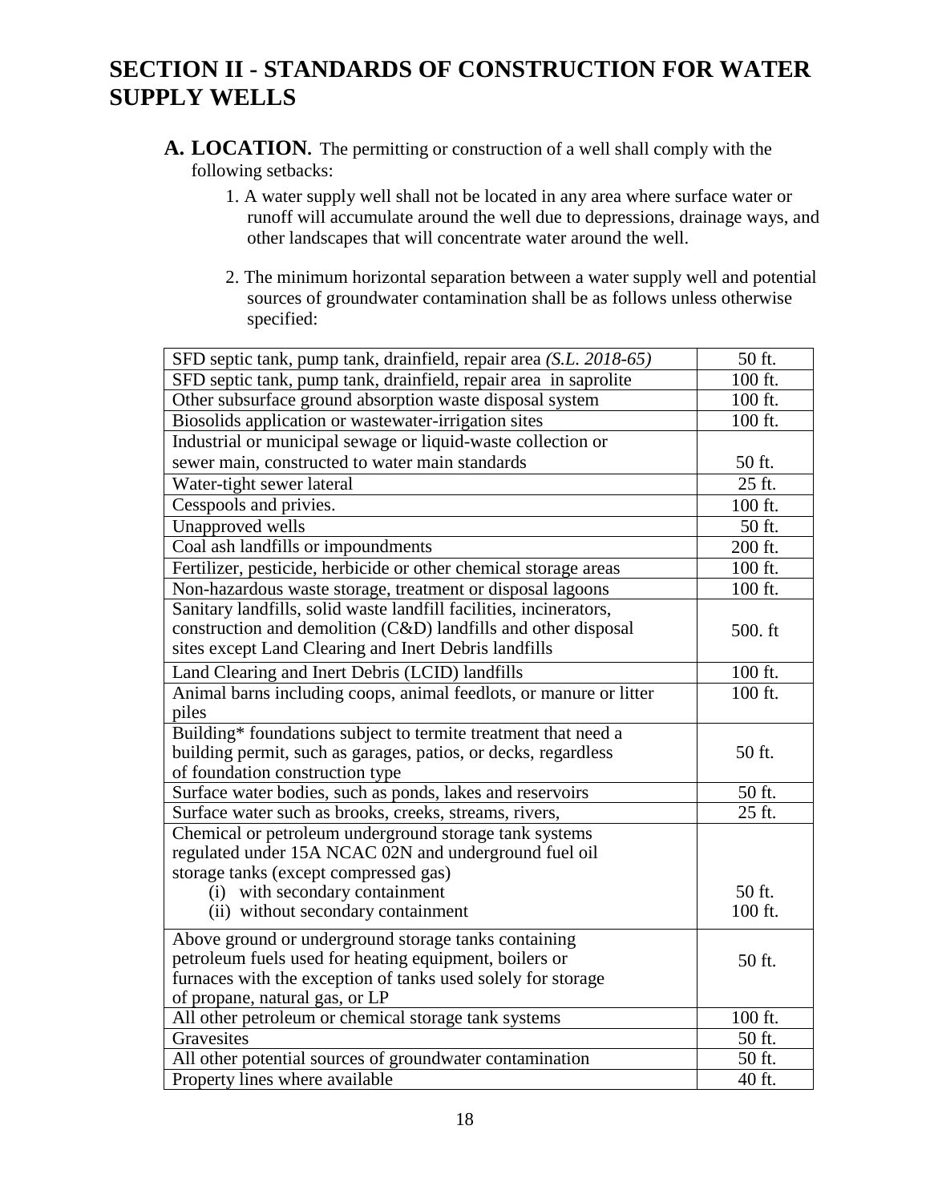## SECTION II - STANDARDS OF CONSTRUCTION FOR WATER SUPPLY WELLS

**A. LOCATION.** The permitting or construction of a well shall comply with the following setbacks:

1. A water supply well shall not be located in any area where surface water or runoff will accumulate around the well due to depressions, drainage ways, and other landscapes that will concentrate water around the well.

2. The minimum horizontal separation between a water supply well and potential sources of groundwater contamination shall be as follows unless otherwise specified:

| | |
|---|---|
| SFD septic tank, pump tank, drainfield, repair area *(S.L. 2018-65)* | 50 ft. |
| SFD septic tank, pump tank, drainfield, repair area in saprolite | 100 ft. |
| Other subsurface ground absorption waste disposal system | 100 ft. |
| Biosolids application or wastewater-irrigation sites | 100 ft. |
| Industrial or municipal sewage or liquid-waste collection or sewer main, constructed to water main standards | 50 ft. |
| Water-tight sewer lateral | 25 ft. |
| Cesspools and privies. | 100 ft. |
| Unapproved wells | 50 ft. |
| Coal ash landfills or impoundments | 200 ft. |
| Fertilizer, pesticide, herbicide or other chemical storage areas | 100 ft. |
| Non-hazardous waste storage, treatment or disposal lagoons | 100 ft. |
| Sanitary landfills, solid waste landfill facilities, incinerators, construction and demolition (C&D) landfills and other disposal sites except Land Clearing and Inert Debris landfills | 500. ft |
| Land Clearing and Inert Debris (LCID) landfills | 100 ft. |
| Animal barns including coops, animal feedlots, or manure or litter piles | 100 ft. |
| Building* foundations subject to termite treatment that need a building permit, such as garages, patios, or decks, regardless of foundation construction type | 50 ft. |
| Surface water bodies, such as ponds, lakes and reservoirs | 50 ft. |
| Surface water such as brooks, creeks, streams, rivers, | 25 ft. |
| Chemical or petroleum underground storage tank systems regulated under 15A NCAC 02N and underground fuel oil storage tanks (except compressed gas)<br>(i) with secondary containment<br>(ii) without secondary containment | <br><br><br>50 ft.<br>100 ft. |
| Above ground or underground storage tanks containing petroleum fuels used for heating equipment, boilers or furnaces with the exception of tanks used solely for storage of propane, natural gas, or LP | 50 ft. |
| All other petroleum or chemical storage tank systems | 100 ft. |
| Gravesites | 50 ft. |
| All other potential sources of groundwater contamination | 50 ft. |
| Property lines where available | 40 ft. |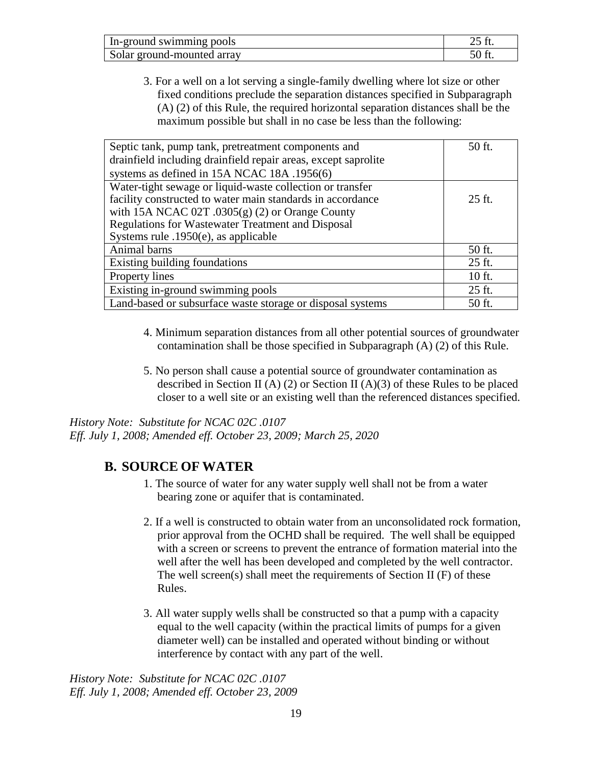| | |
|---|---|
| In-ground swimming pools | 25 ft. |
| Solar ground-mounted array | 50 ft. |

3. For a well on a lot serving a single-family dwelling where lot size or other fixed conditions preclude the separation distances specified in Subparagraph (A) (2) of this Rule, the required horizontal separation distances shall be the maximum possible but shall in no case be less than the following:

| | |
|---|---|
| Septic tank, pump tank, pretreatment components and drainfield including drainfield repair areas, except saprolite systems as defined in 15A NCAC 18A .1956(6) | 50 ft. |
| Water-tight sewage or liquid-waste collection or transfer facility constructed to water main standards in accordance with 15A NCAC 02T .0305(g) (2) or Orange County Regulations for Wastewater Treatment and Disposal Systems rule .1950(e), as applicable | 25 ft. |
| Animal barns | 50 ft. |
| Existing building foundations | 25 ft. |
| Property lines | 10 ft. |
| Existing in-ground swimming pools | 25 ft. |
| Land-based or subsurface waste storage or disposal systems | 50 ft. |

4. Minimum separation distances from all other potential sources of groundwater contamination shall be those specified in Subparagraph (A) (2) of this Rule.

5. No person shall cause a potential source of groundwater contamination as described in Section II (A) (2) or Section II (A)(3) of these Rules to be placed closer to a well site or an existing well than the referenced distances specified.

*History Note: Substitute for NCAC 02C .0107*
*Eff. July 1, 2008; Amended eff. October 23, 2009; March 25, 2020*

## B. SOURCE OF WATER

1. The source of water for any water supply well shall not be from a water bearing zone or aquifer that is contaminated.

2. If a well is constructed to obtain water from an unconsolidated rock formation, prior approval from the OCHD shall be required. The well shall be equipped with a screen or screens to prevent the entrance of formation material into the well after the well has been developed and completed by the well contractor. The well screen(s) shall meet the requirements of Section II (F) of these Rules.

3. All water supply wells shall be constructed so that a pump with a capacity equal to the well capacity (within the practical limits of pumps for a given diameter well) can be installed and operated without binding or without interference by contact with any part of the well.

*History Note: Substitute for NCAC 02C .0107*
*Eff. July 1, 2008; Amended eff. October 23, 2009*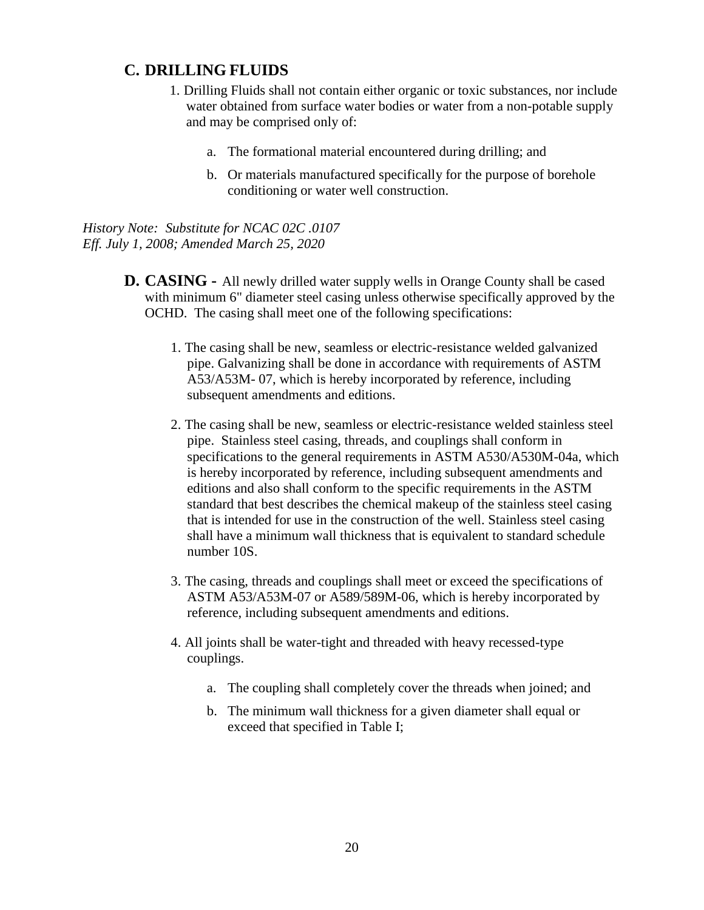## C. DRILLING FLUIDS

1. Drilling Fluids shall not contain either organic or toxic substances, nor include water obtained from surface water bodies or water from a non-potable supply and may be comprised only of:

    a. The formational material encountered during drilling; and

    b. Or materials manufactured specifically for the purpose of borehole conditioning or water well construction.

*History Note: Substitute for NCAC 02C .0107*
*Eff. July 1, 2008; Amended March 25, 2020*

## D. CASING - All newly drilled water supply wells in Orange County shall be cased with minimum 6" diameter steel casing unless otherwise specifically approved by the OCHD. The casing shall meet one of the following specifications:

1. The casing shall be new, seamless or electric-resistance welded galvanized pipe. Galvanizing shall be done in accordance with requirements of ASTM A53/A53M- 07, which is hereby incorporated by reference, including subsequent amendments and editions.

2. The casing shall be new, seamless or electric-resistance welded stainless steel pipe. Stainless steel casing, threads, and couplings shall conform in specifications to the general requirements in ASTM A530/A530M-04a, which is hereby incorporated by reference, including subsequent amendments and editions and also shall conform to the specific requirements in the ASTM standard that best describes the chemical makeup of the stainless steel casing that is intended for use in the construction of the well. Stainless steel casing shall have a minimum wall thickness that is equivalent to standard schedule number 10S.

3. The casing, threads and couplings shall meet or exceed the specifications of ASTM A53/A53M-07 or A589/589M-06, which is hereby incorporated by reference, including subsequent amendments and editions.

4. All joints shall be water-tight and threaded with heavy recessed-type couplings.

    a. The coupling shall completely cover the threads when joined; and

    b. The minimum wall thickness for a given diameter shall equal or exceed that specified in Table I;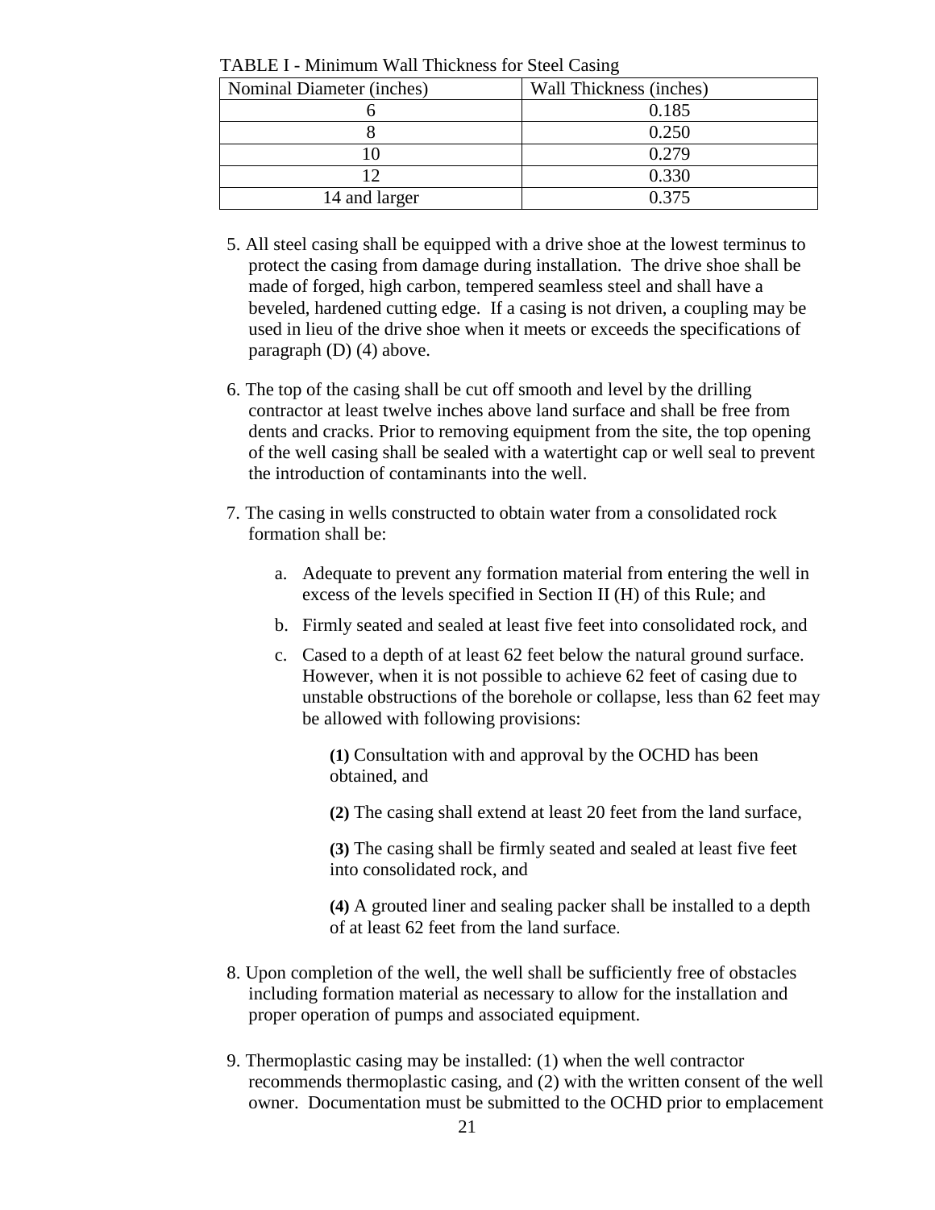TABLE I - Minimum Wall Thickness for Steel Casing

| Nominal Diameter (inches) | Wall Thickness (inches) |
|---|---|
| 6 | 0.185 |
| 8 | 0.250 |
| 10 | 0.279 |
| 12 | 0.330 |
| 14 and larger | 0.375 |

5. All steel casing shall be equipped with a drive shoe at the lowest terminus to protect the casing from damage during installation. The drive shoe shall be made of forged, high carbon, tempered seamless steel and shall have a beveled, hardened cutting edge. If a casing is not driven, a coupling may be used in lieu of the drive shoe when it meets or exceeds the specifications of paragraph (D) (4) above.

6. The top of the casing shall be cut off smooth and level by the drilling contractor at least twelve inches above land surface and shall be free from dents and cracks. Prior to removing equipment from the site, the top opening of the well casing shall be sealed with a watertight cap or well seal to prevent the introduction of contaminants into the well.

7. The casing in wells constructed to obtain water from a consolidated rock formation shall be:

   a. Adequate to prevent any formation material from entering the well in excess of the levels specified in Section II (H) of this Rule; and

   b. Firmly seated and sealed at least five feet into consolidated rock, and

   c. Cased to a depth of at least 62 feet below the natural ground surface. However, when it is not possible to achieve 62 feet of casing due to unstable obstructions of the borehole or collapse, less than 62 feet may be allowed with following provisions:

      **(1)** Consultation with and approval by the OCHD has been obtained, and

      **(2)** The casing shall extend at least 20 feet from the land surface,

      **(3)** The casing shall be firmly seated and sealed at least five feet into consolidated rock, and

      **(4)** A grouted liner and sealing packer shall be installed to a depth of at least 62 feet from the land surface.

8. Upon completion of the well, the well shall be sufficiently free of obstacles including formation material as necessary to allow for the installation and proper operation of pumps and associated equipment.

9. Thermoplastic casing may be installed: (1) when the well contractor recommends thermoplastic casing, and (2) with the written consent of the well owner. Documentation must be submitted to the OCHD prior to emplacement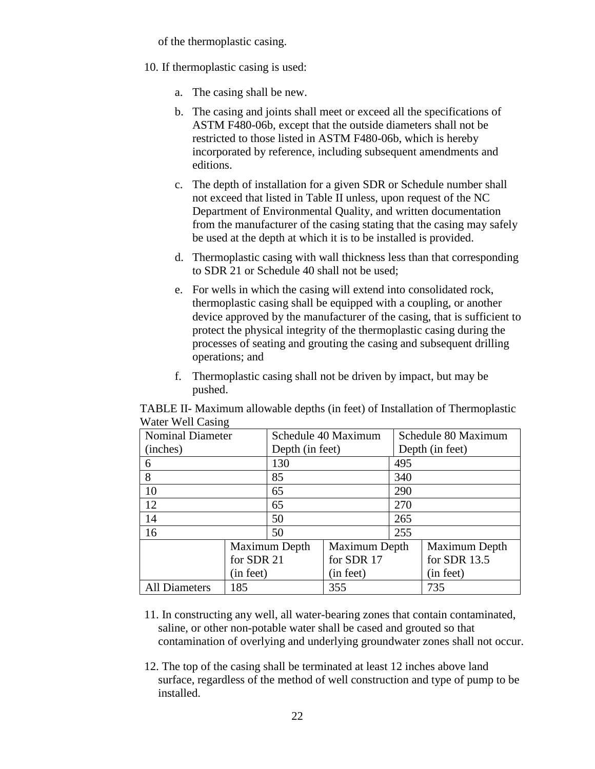of the thermoplastic casing.

10. If thermoplastic casing is used:

    a. The casing shall be new.

    b. The casing and joints shall meet or exceed all the specifications of ASTM F480-06b, except that the outside diameters shall not be restricted to those listed in ASTM F480-06b, which is hereby incorporated by reference, including subsequent amendments and editions.

    c. The depth of installation for a given SDR or Schedule number shall not exceed that listed in Table II unless, upon request of the NC Department of Environmental Quality, and written documentation from the manufacturer of the casing stating that the casing may safely be used at the depth at which it is to be installed is provided.

    d. Thermoplastic casing with wall thickness less than that corresponding to SDR 21 or Schedule 40 shall not be used;

    e. For wells in which the casing will extend into consolidated rock, thermoplastic casing shall be equipped with a coupling, or another device approved by the manufacturer of the casing, that is sufficient to protect the physical integrity of the thermoplastic casing during the processes of seating and grouting the casing and subsequent drilling operations; and

    f. Thermoplastic casing shall not be driven by impact, but may be pushed.

TABLE II- Maximum allowable depths (in feet) of Installation of Thermoplastic Water Well Casing

| Nominal Diameter (inches) | Schedule 40 Maximum Depth (in feet) | Schedule 80 Maximum Depth (in feet) |
|---|---|---|
| 6 | 130 | 495 |
| 8 | 85 | 340 |
| 10 | 65 | 290 |
| 12 | 65 | 270 |
| 14 | 50 | 265 |
| 16 | 50 | 255 |

| | Maximum Depth for SDR 21 (in feet) | Maximum Depth for SDR 17 (in feet) | Maximum Depth for SDR 13.5 (in feet) |
|---|---|---|---|
| All Diameters | 185 | 355 | 735 |

11. In constructing any well, all water-bearing zones that contain contaminated, saline, or other non-potable water shall be cased and grouted so that contamination of overlying and underlying groundwater zones shall not occur.

12. The top of the casing shall be terminated at least 12 inches above land surface, regardless of the method of well construction and type of pump to be installed.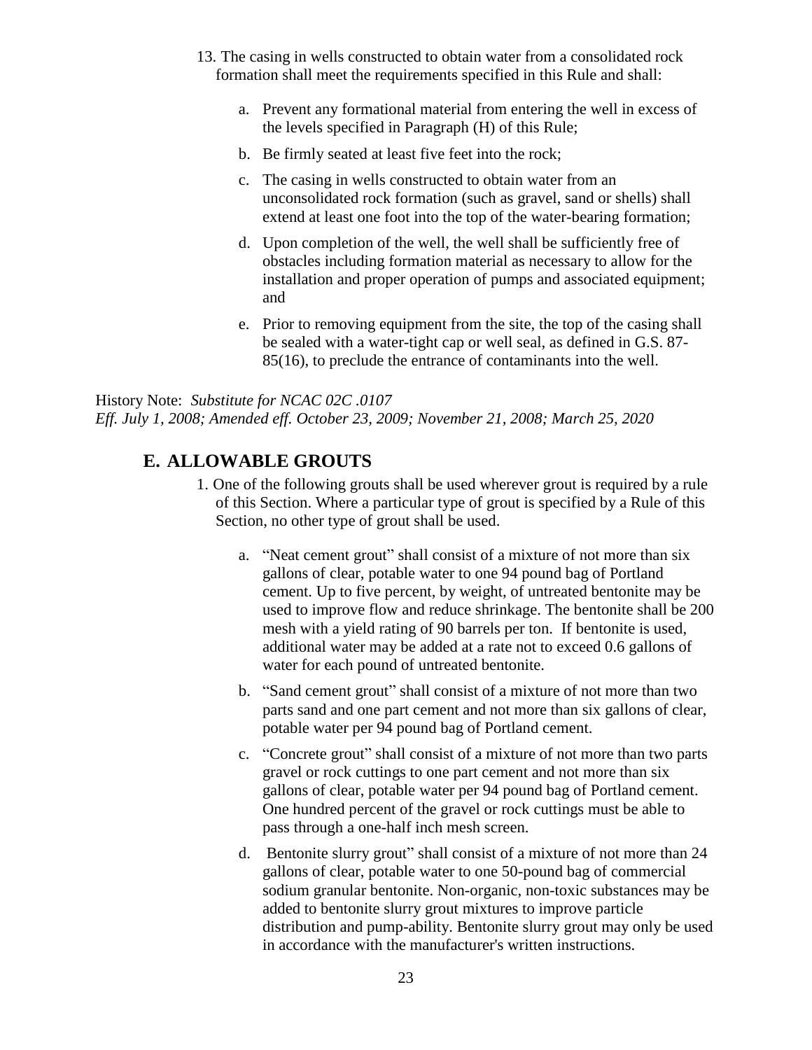13. The casing in wells constructed to obtain water from a consolidated rock formation shall meet the requirements specified in this Rule and shall:

    a. Prevent any formational material from entering the well in excess of the levels specified in Paragraph (H) of this Rule;

    b. Be firmly seated at least five feet into the rock;

    c. The casing in wells constructed to obtain water from an unconsolidated rock formation (such as gravel, sand or shells) shall extend at least one foot into the top of the water-bearing formation;

    d. Upon completion of the well, the well shall be sufficiently free of obstacles including formation material as necessary to allow for the installation and proper operation of pumps and associated equipment; and

    e. Prior to removing equipment from the site, the top of the casing shall be sealed with a water-tight cap or well seal, as defined in G.S. 87-85(16), to preclude the entrance of contaminants into the well.

History Note: *Substitute for NCAC 02C .0107*
*Eff. July 1, 2008; Amended eff. October 23, 2009; November 21, 2008; March 25, 2020*

## E. ALLOWABLE GROUTS

1. One of the following grouts shall be used wherever grout is required by a rule of this Section. Where a particular type of grout is specified by a Rule of this Section, no other type of grout shall be used.

    a. "Neat cement grout" shall consist of a mixture of not more than six gallons of clear, potable water to one 94 pound bag of Portland cement. Up to five percent, by weight, of untreated bentonite may be used to improve flow and reduce shrinkage. The bentonite shall be 200 mesh with a yield rating of 90 barrels per ton. If bentonite is used, additional water may be added at a rate not to exceed 0.6 gallons of water for each pound of untreated bentonite.

    b. "Sand cement grout" shall consist of a mixture of not more than two parts sand and one part cement and not more than six gallons of clear, potable water per 94 pound bag of Portland cement.

    c. "Concrete grout" shall consist of a mixture of not more than two parts gravel or rock cuttings to one part cement and not more than six gallons of clear, potable water per 94 pound bag of Portland cement. One hundred percent of the gravel or rock cuttings must be able to pass through a one-half inch mesh screen.

    d. Bentonite slurry grout" shall consist of a mixture of not more than 24 gallons of clear, potable water to one 50-pound bag of commercial sodium granular bentonite. Non-organic, non-toxic substances may be added to bentonite slurry grout mixtures to improve particle distribution and pump-ability. Bentonite slurry grout may only be used in accordance with the manufacturer's written instructions.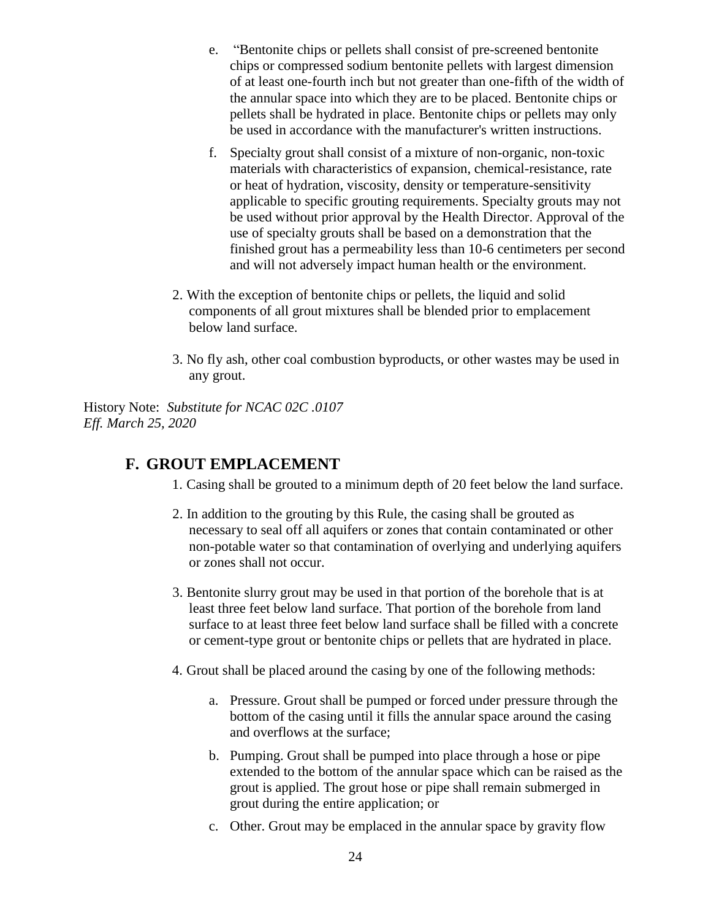e. "Bentonite chips or pellets shall consist of pre-screened bentonite chips or compressed sodium bentonite pellets with largest dimension of at least one-fourth inch but not greater than one-fifth of the width of the annular space into which they are to be placed. Bentonite chips or pellets shall be hydrated in place. Bentonite chips or pellets may only be used in accordance with the manufacturer's written instructions.

f. Specialty grout shall consist of a mixture of non-organic, non-toxic materials with characteristics of expansion, chemical-resistance, rate or heat of hydration, viscosity, density or temperature-sensitivity applicable to specific grouting requirements. Specialty grouts may not be used without prior approval by the Health Director. Approval of the use of specialty grouts shall be based on a demonstration that the finished grout has a permeability less than 10-6 centimeters per second and will not adversely impact human health or the environment.

2. With the exception of bentonite chips or pellets, the liquid and solid components of all grout mixtures shall be blended prior to emplacement below land surface.

3. No fly ash, other coal combustion byproducts, or other wastes may be used in any grout.

History Note: *Substitute for NCAC 02C .0107*
*Eff. March 25, 2020*

## F. GROUT EMPLACEMENT

1. Casing shall be grouted to a minimum depth of 20 feet below the land surface.

2. In addition to the grouting by this Rule, the casing shall be grouted as necessary to seal off all aquifers or zones that contain contaminated or other non-potable water so that contamination of overlying and underlying aquifers or zones shall not occur.

3. Bentonite slurry grout may be used in that portion of the borehole that is at least three feet below land surface. That portion of the borehole from land surface to at least three feet below land surface shall be filled with a concrete or cement-type grout or bentonite chips or pellets that are hydrated in place.

4. Grout shall be placed around the casing by one of the following methods:

   a. Pressure. Grout shall be pumped or forced under pressure through the bottom of the casing until it fills the annular space around the casing and overflows at the surface;

   b. Pumping. Grout shall be pumped into place through a hose or pipe extended to the bottom of the annular space which can be raised as the grout is applied. The grout hose or pipe shall remain submerged in grout during the entire application; or

   c. Other. Grout may be emplaced in the annular space by gravity flow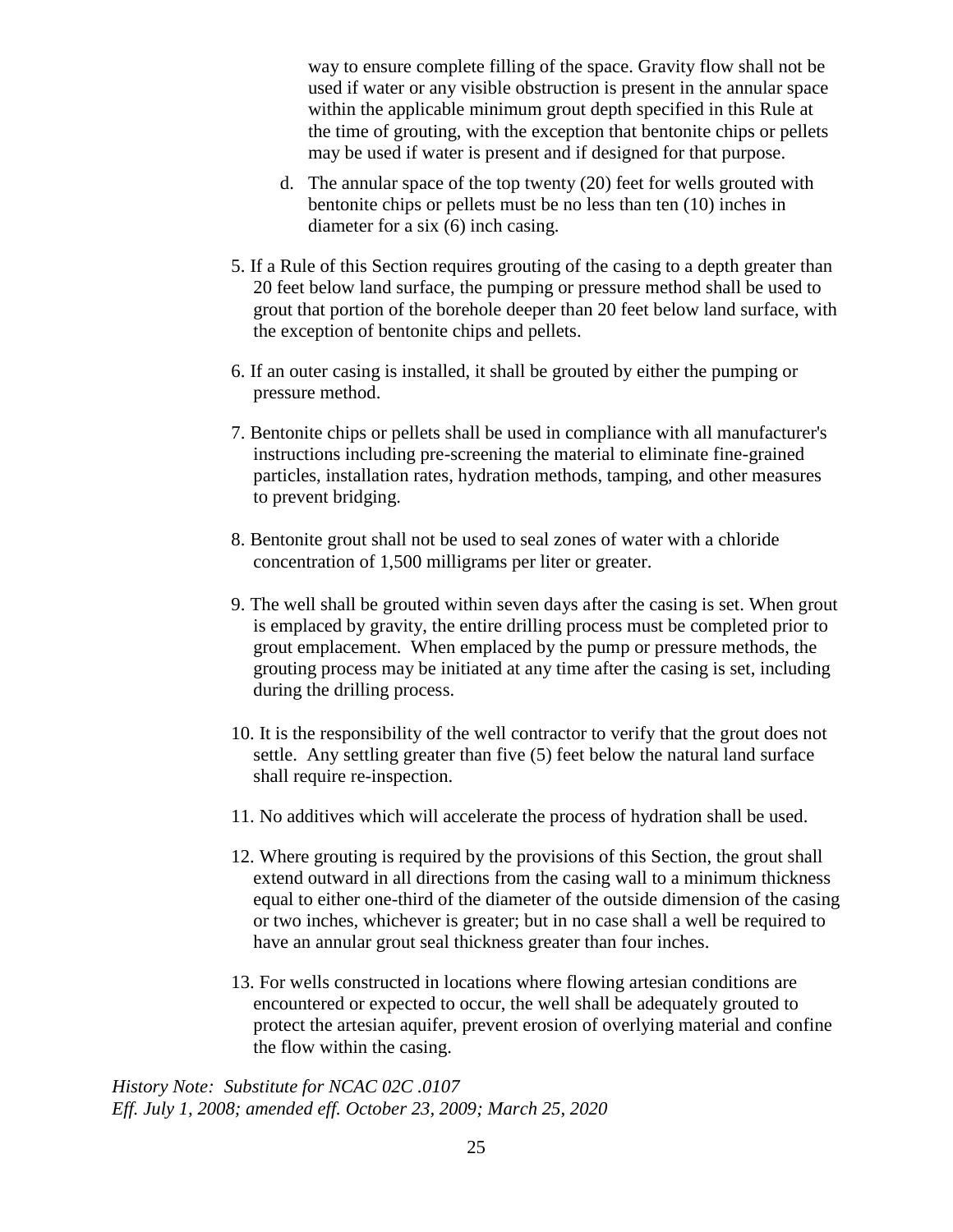way to ensure complete filling of the space. Gravity flow shall not be used if water or any visible obstruction is present in the annular space within the applicable minimum grout depth specified in this Rule at the time of grouting, with the exception that bentonite chips or pellets may be used if water is present and if designed for that purpose.

   d. The annular space of the top twenty (20) feet for wells grouted with bentonite chips or pellets must be no less than ten (10) inches in diameter for a six (6) inch casing.

5. If a Rule of this Section requires grouting of the casing to a depth greater than 20 feet below land surface, the pumping or pressure method shall be used to grout that portion of the borehole deeper than 20 feet below land surface, with the exception of bentonite chips and pellets.

6. If an outer casing is installed, it shall be grouted by either the pumping or pressure method.

7. Bentonite chips or pellets shall be used in compliance with all manufacturer's instructions including pre-screening the material to eliminate fine-grained particles, installation rates, hydration methods, tamping, and other measures to prevent bridging.

8. Bentonite grout shall not be used to seal zones of water with a chloride concentration of 1,500 milligrams per liter or greater.

9. The well shall be grouted within seven days after the casing is set. When grout is emplaced by gravity, the entire drilling process must be completed prior to grout emplacement. When emplaced by the pump or pressure methods, the grouting process may be initiated at any time after the casing is set, including during the drilling process.

10. It is the responsibility of the well contractor to verify that the grout does not settle. Any settling greater than five (5) feet below the natural land surface shall require re-inspection.

11. No additives which will accelerate the process of hydration shall be used.

12. Where grouting is required by the provisions of this Section, the grout shall extend outward in all directions from the casing wall to a minimum thickness equal to either one-third of the diameter of the outside dimension of the casing or two inches, whichever is greater; but in no case shall a well be required to have an annular grout seal thickness greater than four inches.

13. For wells constructed in locations where flowing artesian conditions are encountered or expected to occur, the well shall be adequately grouted to protect the artesian aquifer, prevent erosion of overlying material and confine the flow within the casing.

*History Note: Substitute for NCAC 02C .0107*
*Eff. July 1, 2008; amended eff. October 23, 2009; March 25, 2020*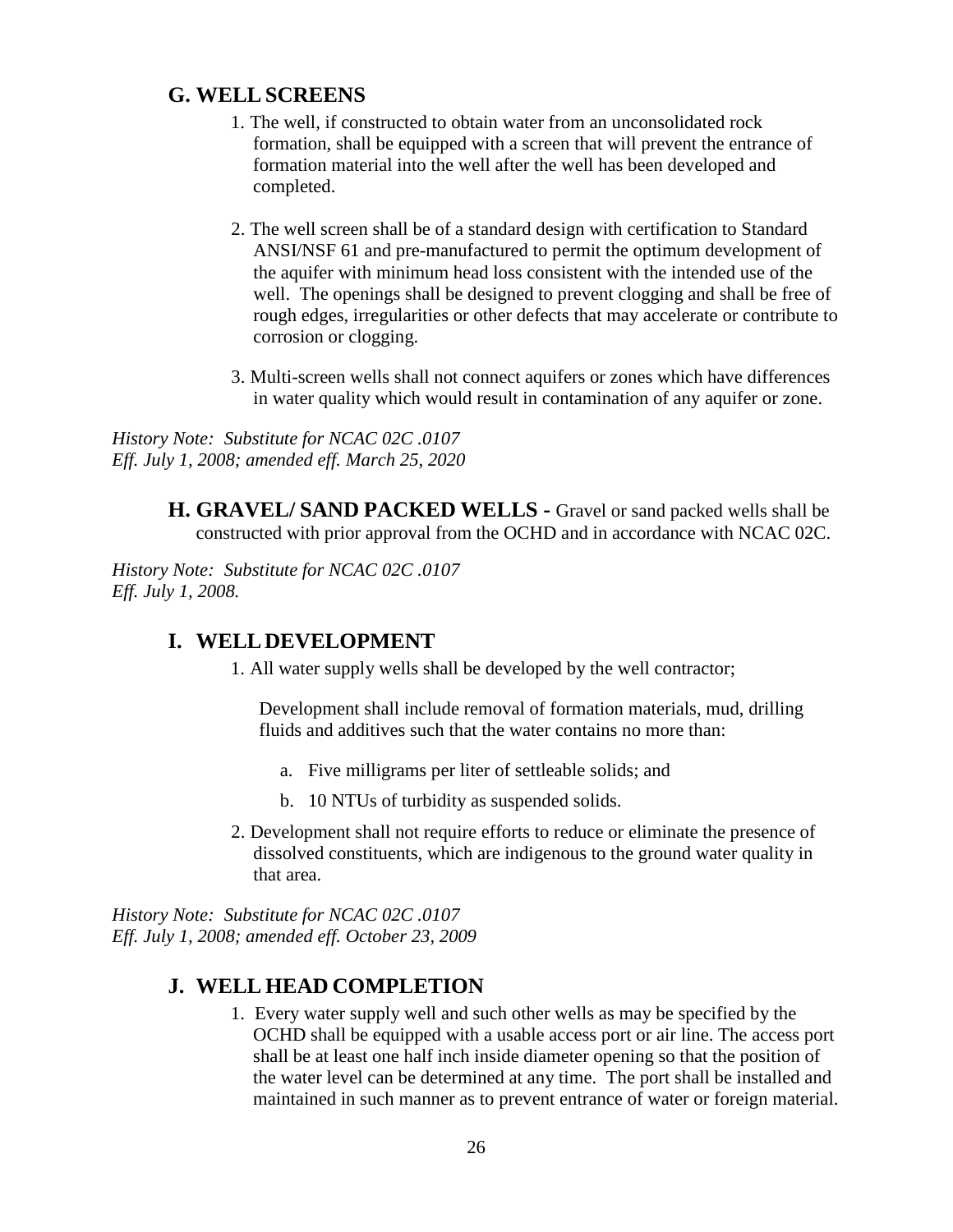## G. WELL SCREENS

1. The well, if constructed to obtain water from an unconsolidated rock formation, shall be equipped with a screen that will prevent the entrance of formation material into the well after the well has been developed and completed.

2. The well screen shall be of a standard design with certification to Standard ANSI/NSF 61 and pre-manufactured to permit the optimum development of the aquifer with minimum head loss consistent with the intended use of the well. The openings shall be designed to prevent clogging and shall be free of rough edges, irregularities or other defects that may accelerate or contribute to corrosion or clogging.

3. Multi-screen wells shall not connect aquifers or zones which have differences in water quality which would result in contamination of any aquifer or zone.

*History Note: Substitute for NCAC 02C .0107*
*Eff. July 1, 2008; amended eff. March 25, 2020*

**H. GRAVEL/ SAND PACKED WELLS -** Gravel or sand packed wells shall be constructed with prior approval from the OCHD and in accordance with NCAC 02C.

*History Note: Substitute for NCAC 02C .0107*
*Eff. July 1, 2008.*

## I. WELL DEVELOPMENT

1. All water supply wells shall be developed by the well contractor;

   Development shall include removal of formation materials, mud, drilling fluids and additives such that the water contains no more than:

   a. Five milligrams per liter of settleable solids; and

   b. 10 NTUs of turbidity as suspended solids.

2. Development shall not require efforts to reduce or eliminate the presence of dissolved constituents, which are indigenous to the ground water quality in that area.

*History Note: Substitute for NCAC 02C .0107*
*Eff. July 1, 2008; amended eff. October 23, 2009*

## J. WELL HEAD COMPLETION

1. Every water supply well and such other wells as may be specified by the OCHD shall be equipped with a usable access port or air line. The access port shall be at least one half inch inside diameter opening so that the position of the water level can be determined at any time. The port shall be installed and maintained in such manner as to prevent entrance of water or foreign material.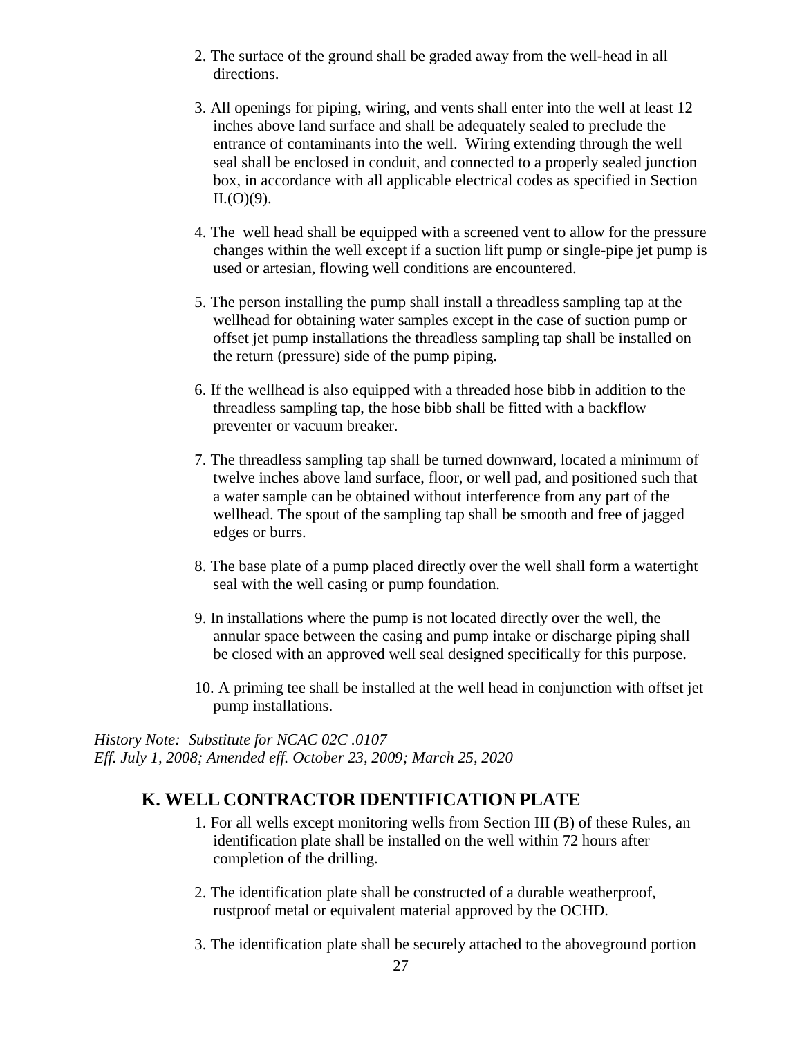2. The surface of the ground shall be graded away from the well-head in all directions.

3. All openings for piping, wiring, and vents shall enter into the well at least 12 inches above land surface and shall be adequately sealed to preclude the entrance of contaminants into the well. Wiring extending through the well seal shall be enclosed in conduit, and connected to a properly sealed junction box, in accordance with all applicable electrical codes as specified in Section II.(O)(9).

4. The well head shall be equipped with a screened vent to allow for the pressure changes within the well except if a suction lift pump or single-pipe jet pump is used or artesian, flowing well conditions are encountered.

5. The person installing the pump shall install a threadless sampling tap at the wellhead for obtaining water samples except in the case of suction pump or offset jet pump installations the threadless sampling tap shall be installed on the return (pressure) side of the pump piping.

6. If the wellhead is also equipped with a threaded hose bibb in addition to the threadless sampling tap, the hose bibb shall be fitted with a backflow preventer or vacuum breaker.

7. The threadless sampling tap shall be turned downward, located a minimum of twelve inches above land surface, floor, or well pad, and positioned such that a water sample can be obtained without interference from any part of the wellhead. The spout of the sampling tap shall be smooth and free of jagged edges or burrs.

8. The base plate of a pump placed directly over the well shall form a watertight seal with the well casing or pump foundation.

9. In installations where the pump is not located directly over the well, the annular space between the casing and pump intake or discharge piping shall be closed with an approved well seal designed specifically for this purpose.

10. A priming tee shall be installed at the well head in conjunction with offset jet pump installations.

*History Note: Substitute for NCAC 02C .0107*
*Eff. July 1, 2008; Amended eff. October 23, 2009; March 25, 2020*

## K. WELL CONTRACTOR IDENTIFICATION PLATE

1. For all wells except monitoring wells from Section III (B) of these Rules, an identification plate shall be installed on the well within 72 hours after completion of the drilling.

2. The identification plate shall be constructed of a durable weatherproof, rustproof metal or equivalent material approved by the OCHD.

3. The identification plate shall be securely attached to the aboveground portion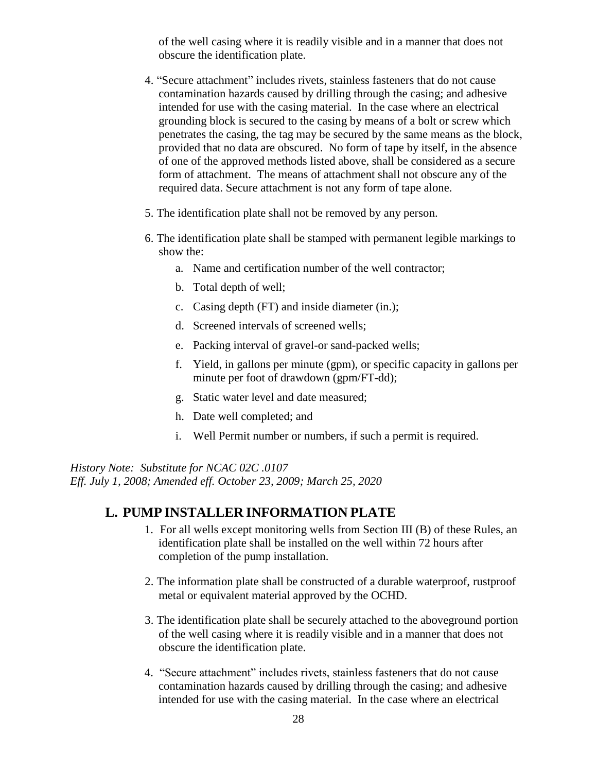of the well casing where it is readily visible and in a manner that does not obscure the identification plate.

4. "Secure attachment" includes rivets, stainless fasteners that do not cause contamination hazards caused by drilling through the casing; and adhesive intended for use with the casing material. In the case where an electrical grounding block is secured to the casing by means of a bolt or screw which penetrates the casing, the tag may be secured by the same means as the block, provided that no data are obscured. No form of tape by itself, in the absence of one of the approved methods listed above, shall be considered as a secure form of attachment. The means of attachment shall not obscure any of the required data. Secure attachment is not any form of tape alone.

5. The identification plate shall not be removed by any person.

6. The identification plate shall be stamped with permanent legible markings to show the:
   a. Name and certification number of the well contractor;
   b. Total depth of well;
   c. Casing depth (FT) and inside diameter (in.);
   d. Screened intervals of screened wells;
   e. Packing interval of gravel-or sand-packed wells;
   f. Yield, in gallons per minute (gpm), or specific capacity in gallons per minute per foot of drawdown (gpm/FT-dd);
   g. Static water level and date measured;
   h. Date well completed; and
   i. Well Permit number or numbers, if such a permit is required.

*History Note: Substitute for NCAC 02C .0107*
*Eff. July 1, 2008; Amended eff. October 23, 2009; March 25, 2020*

## L. PUMP INSTALLER INFORMATION PLATE

1. For all wells except monitoring wells from Section III (B) of these Rules, an identification plate shall be installed on the well within 72 hours after completion of the pump installation.

2. The information plate shall be constructed of a durable waterproof, rustproof metal or equivalent material approved by the OCHD.

3. The identification plate shall be securely attached to the aboveground portion of the well casing where it is readily visible and in a manner that does not obscure the identification plate.

4. "Secure attachment" includes rivets, stainless fasteners that do not cause contamination hazards caused by drilling through the casing; and adhesive intended for use with the casing material. In the case where an electrical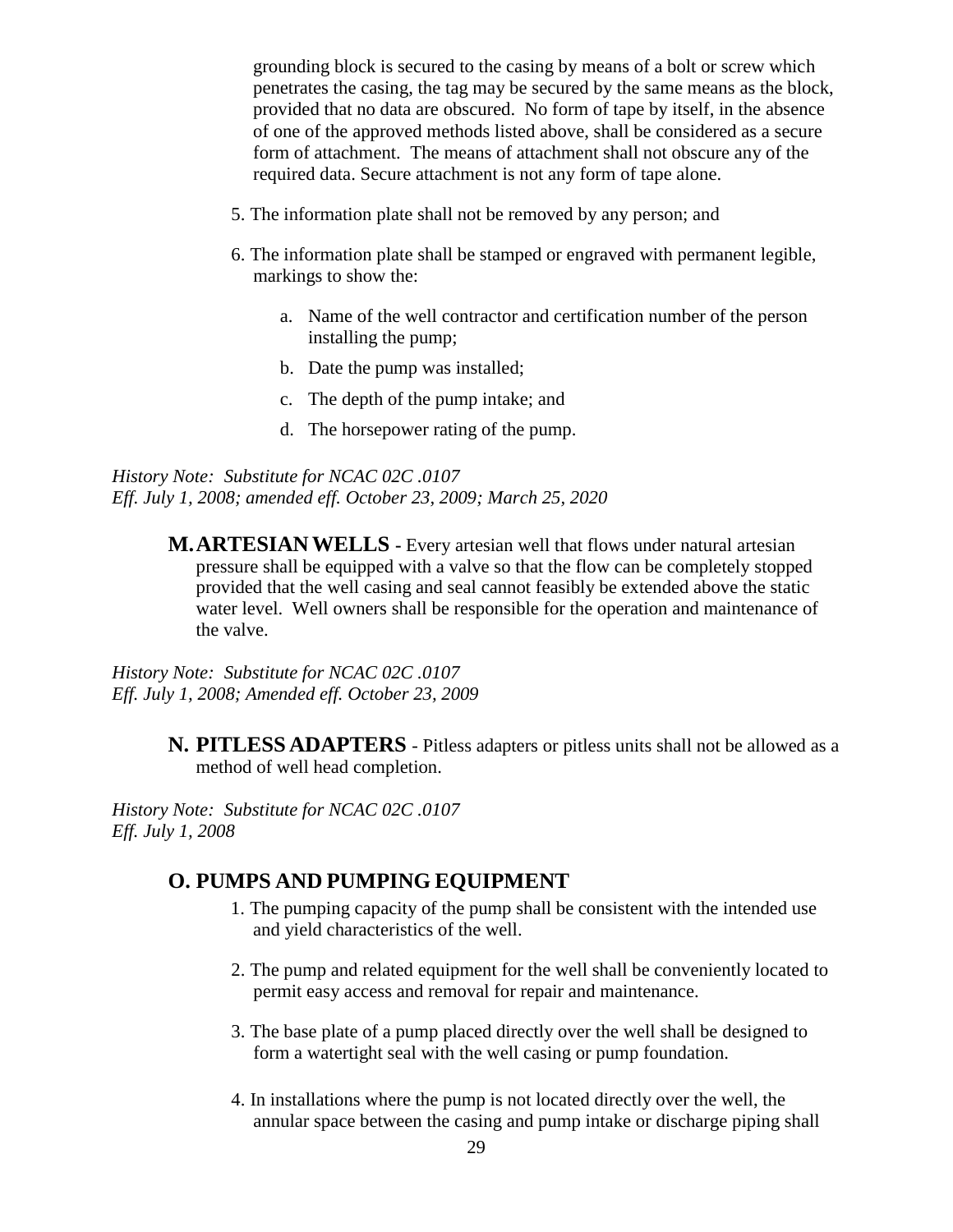grounding block is secured to the casing by means of a bolt or screw which penetrates the casing, the tag may be secured by the same means as the block, provided that no data are obscured. No form of tape by itself, in the absence of one of the approved methods listed above, shall be considered as a secure form of attachment. The means of attachment shall not obscure any of the required data. Secure attachment is not any form of tape alone.

5. The information plate shall not be removed by any person; and

6. The information plate shall be stamped or engraved with permanent legible, markings to show the:

   a. Name of the well contractor and certification number of the person installing the pump;

   b. Date the pump was installed;

   c. The depth of the pump intake; and

   d. The horsepower rating of the pump.

*History Note: Substitute for NCAC 02C .0107*
*Eff. July 1, 2008; amended eff. October 23, 2009; March 25, 2020*

**M. ARTESIAN WELLS** - Every artesian well that flows under natural artesian pressure shall be equipped with a valve so that the flow can be completely stopped provided that the well casing and seal cannot feasibly be extended above the static water level. Well owners shall be responsible for the operation and maintenance of the valve.

*History Note: Substitute for NCAC 02C .0107*
*Eff. July 1, 2008; Amended eff. October 23, 2009*

**N. PITLESS ADAPTERS** - Pitless adapters or pitless units shall not be allowed as a method of well head completion.

*History Note: Substitute for NCAC 02C .0107*
*Eff. July 1, 2008*

## O. PUMPS AND PUMPING EQUIPMENT

1. The pumping capacity of the pump shall be consistent with the intended use and yield characteristics of the well.

2. The pump and related equipment for the well shall be conveniently located to permit easy access and removal for repair and maintenance.

3. The base plate of a pump placed directly over the well shall be designed to form a watertight seal with the well casing or pump foundation.

4. In installations where the pump is not located directly over the well, the annular space between the casing and pump intake or discharge piping shall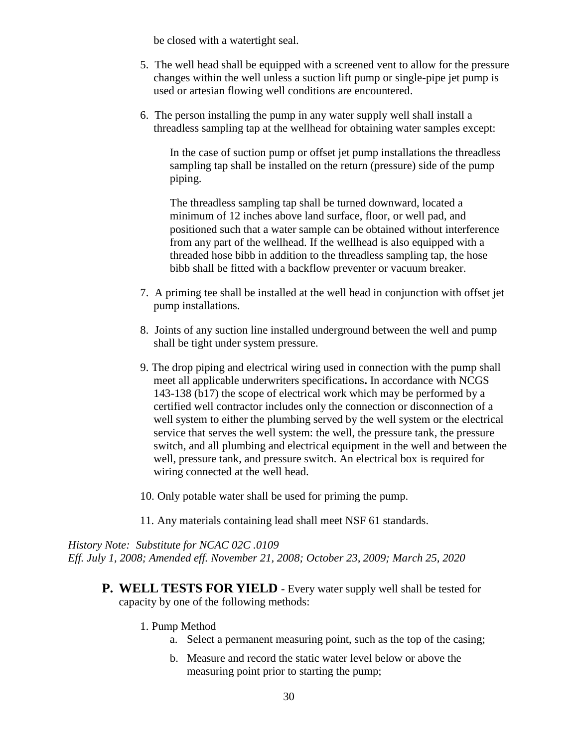be closed with a watertight seal.

5. The well head shall be equipped with a screened vent to allow for the pressure changes within the well unless a suction lift pump or single-pipe jet pump is used or artesian flowing well conditions are encountered.

6. The person installing the pump in any water supply well shall install a threadless sampling tap at the wellhead for obtaining water samples except:

   In the case of suction pump or offset jet pump installations the threadless sampling tap shall be installed on the return (pressure) side of the pump piping.

   The threadless sampling tap shall be turned downward, located a minimum of 12 inches above land surface, floor, or well pad, and positioned such that a water sample can be obtained without interference from any part of the wellhead. If the wellhead is also equipped with a threaded hose bibb in addition to the threadless sampling tap, the hose bibb shall be fitted with a backflow preventer or vacuum breaker.

7. A priming tee shall be installed at the well head in conjunction with offset jet pump installations.

8. Joints of any suction line installed underground between the well and pump shall be tight under system pressure.

9. The drop piping and electrical wiring used in connection with the pump shall meet all applicable underwriters specifications**.** In accordance with NCGS 143-138 (b17) the scope of electrical work which may be performed by a certified well contractor includes only the connection or disconnection of a well system to either the plumbing served by the well system or the electrical service that serves the well system: the well, the pressure tank, the pressure switch, and all plumbing and electrical equipment in the well and between the well, pressure tank, and pressure switch. An electrical box is required for wiring connected at the well head.

10. Only potable water shall be used for priming the pump.

11. Any materials containing lead shall meet NSF 61 standards.

*History Note: Substitute for NCAC 02C .0109*
*Eff. July 1, 2008; Amended eff. November 21, 2008; October 23, 2009; March 25, 2020*

**P. WELL TESTS FOR YIELD** - Every water supply well shall be tested for capacity by one of the following methods:

1. Pump Method
   a. Select a permanent measuring point, such as the top of the casing;
   b. Measure and record the static water level below or above the measuring point prior to starting the pump;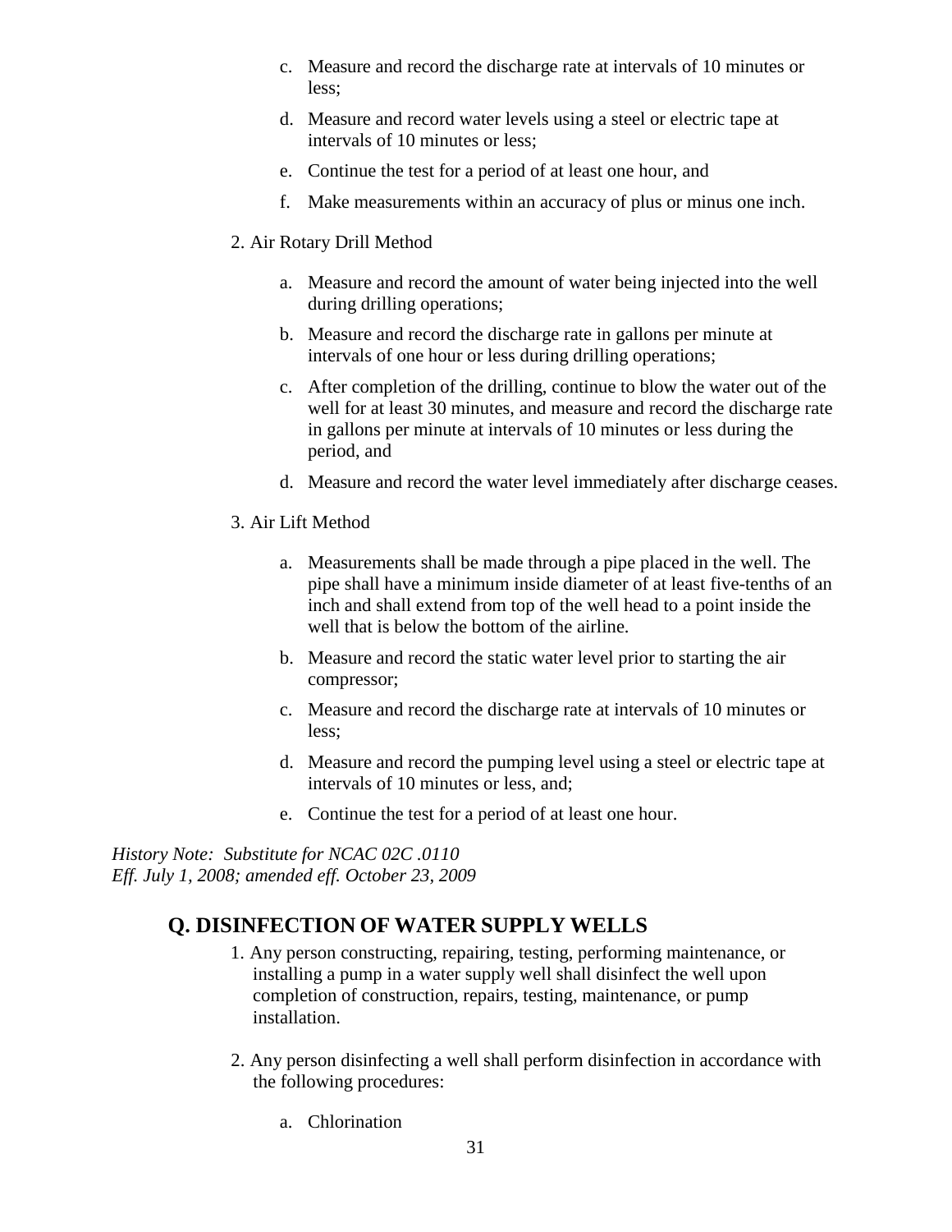c. Measure and record the discharge rate at intervals of 10 minutes or less;

d. Measure and record water levels using a steel or electric tape at intervals of 10 minutes or less;

e. Continue the test for a period of at least one hour, and

f. Make measurements within an accuracy of plus or minus one inch.

2. Air Rotary Drill Method

   a. Measure and record the amount of water being injected into the well during drilling operations;

   b. Measure and record the discharge rate in gallons per minute at intervals of one hour or less during drilling operations;

   c. After completion of the drilling, continue to blow the water out of the well for at least 30 minutes, and measure and record the discharge rate in gallons per minute at intervals of 10 minutes or less during the period, and

   d. Measure and record the water level immediately after discharge ceases.

3. Air Lift Method

   a. Measurements shall be made through a pipe placed in the well. The pipe shall have a minimum inside diameter of at least five-tenths of an inch and shall extend from top of the well head to a point inside the well that is below the bottom of the airline.

   b. Measure and record the static water level prior to starting the air compressor;

   c. Measure and record the discharge rate at intervals of 10 minutes or less;

   d. Measure and record the pumping level using a steel or electric tape at intervals of 10 minutes or less, and;

   e. Continue the test for a period of at least one hour.

*History Note: Substitute for NCAC 02C .0110*
*Eff. July 1, 2008; amended eff. October 23, 2009*

## Q. DISINFECTION OF WATER SUPPLY WELLS

1. Any person constructing, repairing, testing, performing maintenance, or installing a pump in a water supply well shall disinfect the well upon completion of construction, repairs, testing, maintenance, or pump installation.

2. Any person disinfecting a well shall perform disinfection in accordance with the following procedures:

   a. Chlorination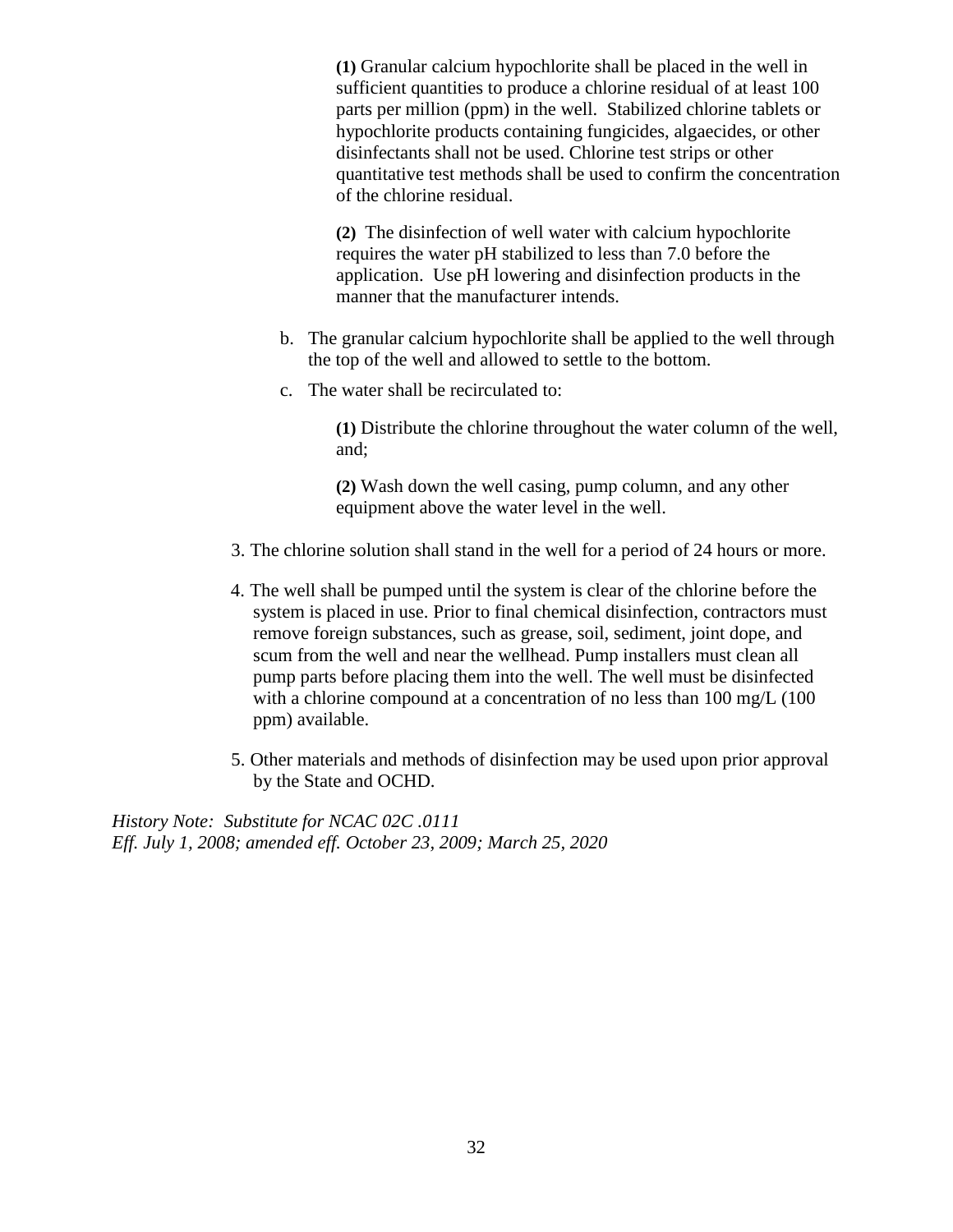**(1)** Granular calcium hypochlorite shall be placed in the well in sufficient quantities to produce a chlorine residual of at least 100 parts per million (ppm) in the well. Stabilized chlorine tablets or hypochlorite products containing fungicides, algaecides, or other disinfectants shall not be used. Chlorine test strips or other quantitative test methods shall be used to confirm the concentration of the chlorine residual.

**(2)** The disinfection of well water with calcium hypochlorite requires the water pH stabilized to less than 7.0 before the application. Use pH lowering and disinfection products in the manner that the manufacturer intends.

b. The granular calcium hypochlorite shall be applied to the well through the top of the well and allowed to settle to the bottom.

c. The water shall be recirculated to:

**(1)** Distribute the chlorine throughout the water column of the well, and;

**(2)** Wash down the well casing, pump column, and any other equipment above the water level in the well.

3. The chlorine solution shall stand in the well for a period of 24 hours or more.

4. The well shall be pumped until the system is clear of the chlorine before the system is placed in use. Prior to final chemical disinfection, contractors must remove foreign substances, such as grease, soil, sediment, joint dope, and scum from the well and near the wellhead. Pump installers must clean all pump parts before placing them into the well. The well must be disinfected with a chlorine compound at a concentration of no less than 100 mg/L (100 ppm) available.

5. Other materials and methods of disinfection may be used upon prior approval by the State and OCHD.

*History Note: Substitute for NCAC 02C .0111*
*Eff. July 1, 2008; amended eff. October 23, 2009; March 25, 2020*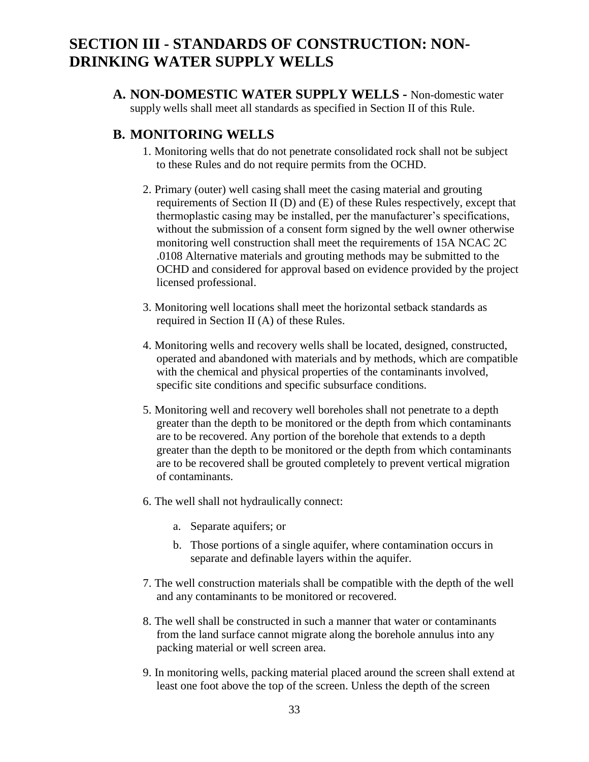# SECTION III - STANDARDS OF CONSTRUCTION: NON-DRINKING WATER SUPPLY WELLS

## A. NON-DOMESTIC WATER SUPPLY WELLS - 

Non-domestic water supply wells shall meet all standards as specified in Section II of this Rule.

## B. MONITORING WELLS

1. Monitoring wells that do not penetrate consolidated rock shall not be subject to these Rules and do not require permits from the OCHD.

2. Primary (outer) well casing shall meet the casing material and grouting requirements of Section II (D) and (E) of these Rules respectively, except that thermoplastic casing may be installed, per the manufacturer's specifications, without the submission of a consent form signed by the well owner otherwise monitoring well construction shall meet the requirements of 15A NCAC 2C .0108 Alternative materials and grouting methods may be submitted to the OCHD and considered for approval based on evidence provided by the project licensed professional.

3. Monitoring well locations shall meet the horizontal setback standards as required in Section II (A) of these Rules.

4. Monitoring wells and recovery wells shall be located, designed, constructed, operated and abandoned with materials and by methods, which are compatible with the chemical and physical properties of the contaminants involved, specific site conditions and specific subsurface conditions.

5. Monitoring well and recovery well boreholes shall not penetrate to a depth greater than the depth to be monitored or the depth from which contaminants are to be recovered. Any portion of the borehole that extends to a depth greater than the depth to be monitored or the depth from which contaminants are to be recovered shall be grouted completely to prevent vertical migration of contaminants.

6. The well shall not hydraulically connect:

   a. Separate aquifers; or

   b. Those portions of a single aquifer, where contamination occurs in separate and definable layers within the aquifer.

7. The well construction materials shall be compatible with the depth of the well and any contaminants to be monitored or recovered.

8. The well shall be constructed in such a manner that water or contaminants from the land surface cannot migrate along the borehole annulus into any packing material or well screen area.

9. In monitoring wells, packing material placed around the screen shall extend at least one foot above the top of the screen. Unless the depth of the screen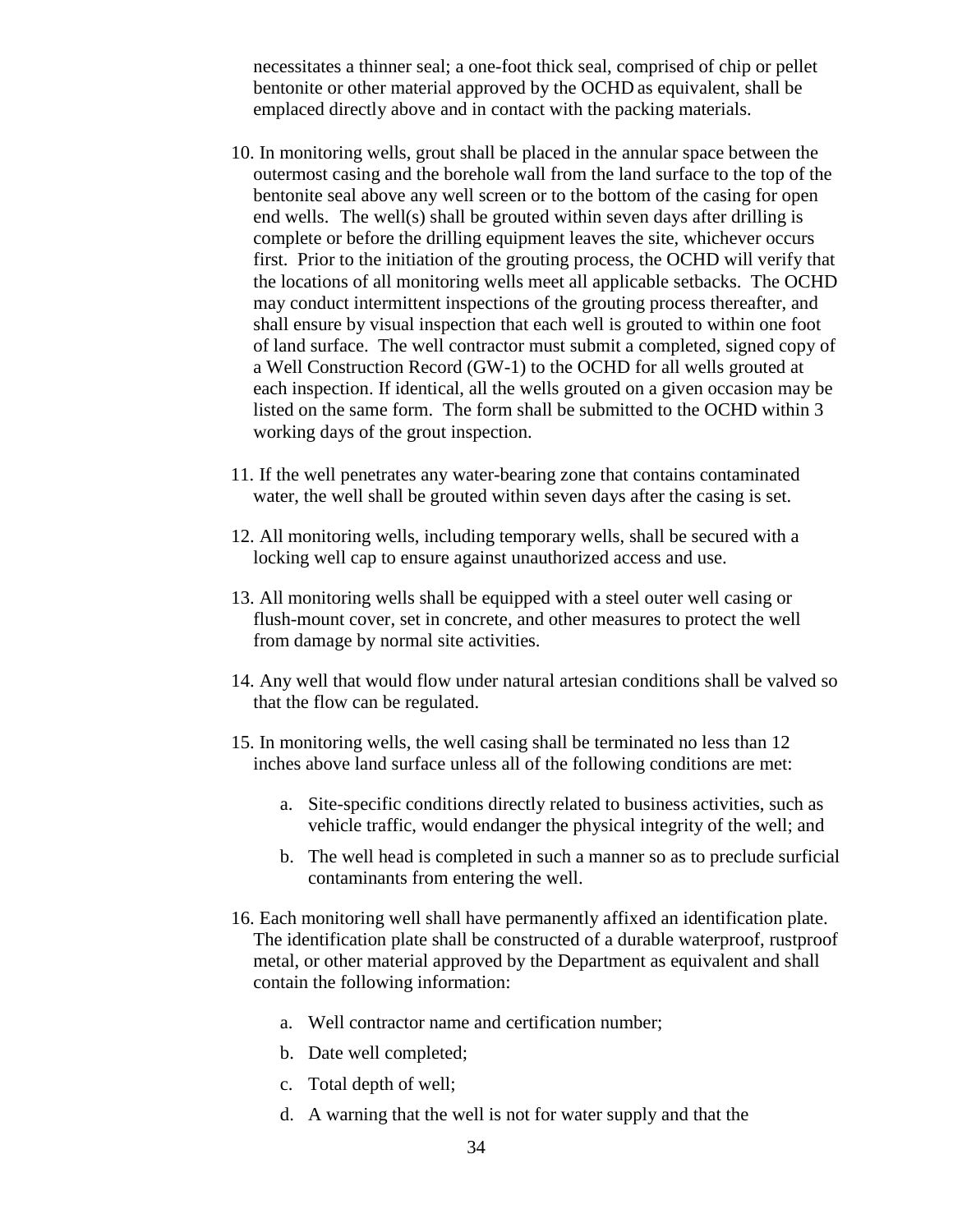necessitates a thinner seal; a one-foot thick seal, comprised of chip or pellet bentonite or other material approved by the OCHD as equivalent, shall be emplaced directly above and in contact with the packing materials.

10. In monitoring wells, grout shall be placed in the annular space between the outermost casing and the borehole wall from the land surface to the top of the bentonite seal above any well screen or to the bottom of the casing for open end wells. The well(s) shall be grouted within seven days after drilling is complete or before the drilling equipment leaves the site, whichever occurs first. Prior to the initiation of the grouting process, the OCHD will verify that the locations of all monitoring wells meet all applicable setbacks. The OCHD may conduct intermittent inspections of the grouting process thereafter, and shall ensure by visual inspection that each well is grouted to within one foot of land surface. The well contractor must submit a completed, signed copy of a Well Construction Record (GW-1) to the OCHD for all wells grouted at each inspection. If identical, all the wells grouted on a given occasion may be listed on the same form. The form shall be submitted to the OCHD within 3 working days of the grout inspection.

11. If the well penetrates any water-bearing zone that contains contaminated water, the well shall be grouted within seven days after the casing is set.

12. All monitoring wells, including temporary wells, shall be secured with a locking well cap to ensure against unauthorized access and use.

13. All monitoring wells shall be equipped with a steel outer well casing or flush-mount cover, set in concrete, and other measures to protect the well from damage by normal site activities.

14. Any well that would flow under natural artesian conditions shall be valved so that the flow can be regulated.

15. In monitoring wells, the well casing shall be terminated no less than 12 inches above land surface unless all of the following conditions are met:

    a. Site-specific conditions directly related to business activities, such as vehicle traffic, would endanger the physical integrity of the well; and

    b. The well head is completed in such a manner so as to preclude surficial contaminants from entering the well.

16. Each monitoring well shall have permanently affixed an identification plate. The identification plate shall be constructed of a durable waterproof, rustproof metal, or other material approved by the Department as equivalent and shall contain the following information:

    a. Well contractor name and certification number;

    b. Date well completed;

    c. Total depth of well;

    d. A warning that the well is not for water supply and that the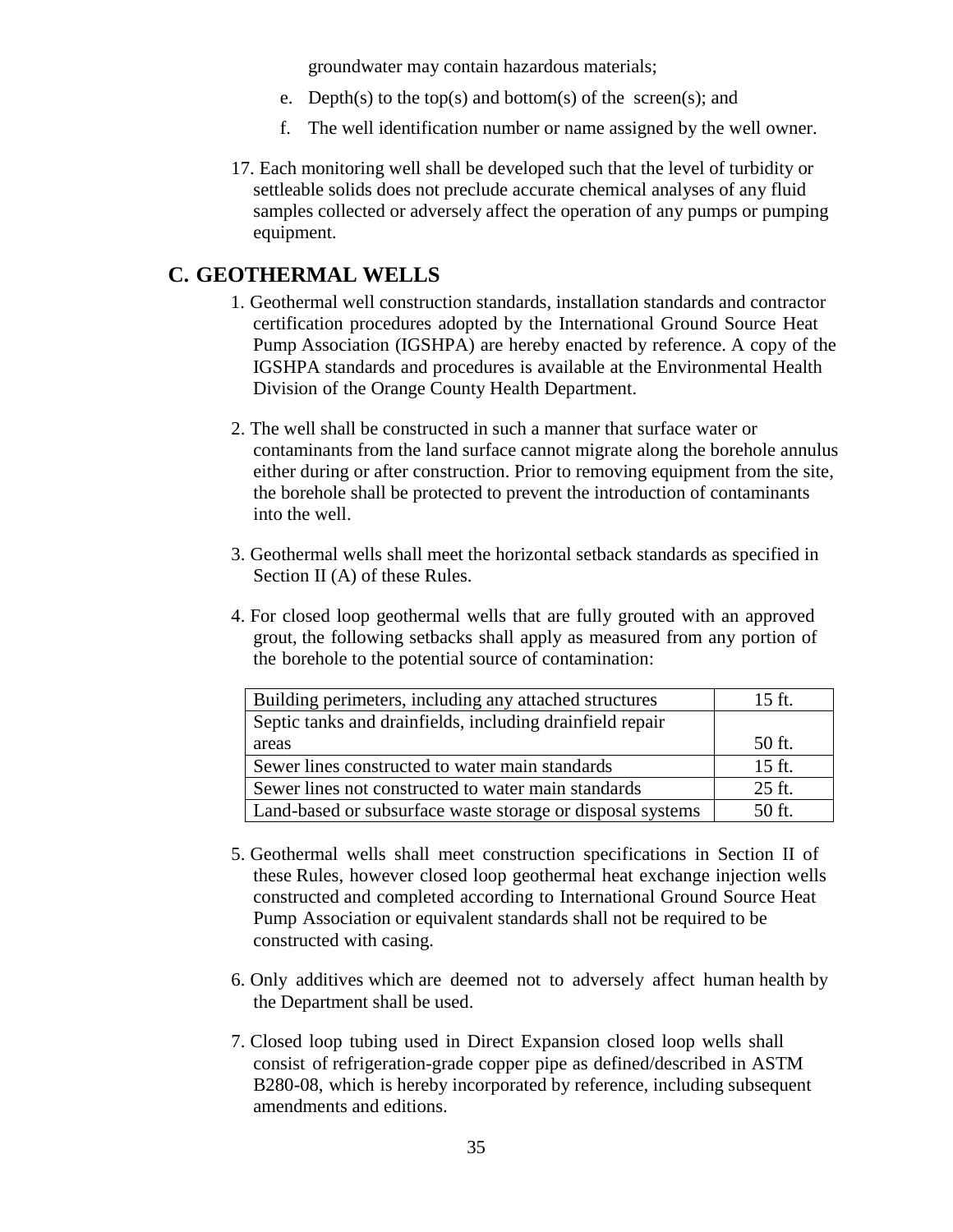groundwater may contain hazardous materials;

e. Depth(s) to the top(s) and bottom(s) of the screen(s); and
f. The well identification number or name assigned by the well owner.

17. Each monitoring well shall be developed such that the level of turbidity or settleable solids does not preclude accurate chemical analyses of any fluid samples collected or adversely affect the operation of any pumps or pumping equipment.

## C. GEOTHERMAL WELLS

1. Geothermal well construction standards, installation standards and contractor certification procedures adopted by the International Ground Source Heat Pump Association (IGSHPA) are hereby enacted by reference. A copy of the IGSHPA standards and procedures is available at the Environmental Health Division of the Orange County Health Department.

2. The well shall be constructed in such a manner that surface water or contaminants from the land surface cannot migrate along the borehole annulus either during or after construction. Prior to removing equipment from the site, the borehole shall be protected to prevent the introduction of contaminants into the well.

3. Geothermal wells shall meet the horizontal setback standards as specified in Section II (A) of these Rules.

4. For closed loop geothermal wells that are fully grouted with an approved grout, the following setbacks shall apply as measured from any portion of the borehole to the potential source of contamination:

| Source | Setback |
|---|---|
| Building perimeters, including any attached structures | 15 ft. |
| Septic tanks and drainfields, including drainfield repair areas | 50 ft. |
| Sewer lines constructed to water main standards | 15 ft. |
| Sewer lines not constructed to water main standards | 25 ft. |
| Land-based or subsurface waste storage or disposal systems | 50 ft. |

5. Geothermal wells shall meet construction specifications in Section II of these Rules, however closed loop geothermal heat exchange injection wells constructed and completed according to International Ground Source Heat Pump Association or equivalent standards shall not be required to be constructed with casing.

6. Only additives which are deemed not to adversely affect human health by the Department shall be used.

7. Closed loop tubing used in Direct Expansion closed loop wells shall consist of refrigeration-grade copper pipe as defined/described in ASTM B280-08, which is hereby incorporated by reference, including subsequent amendments and editions.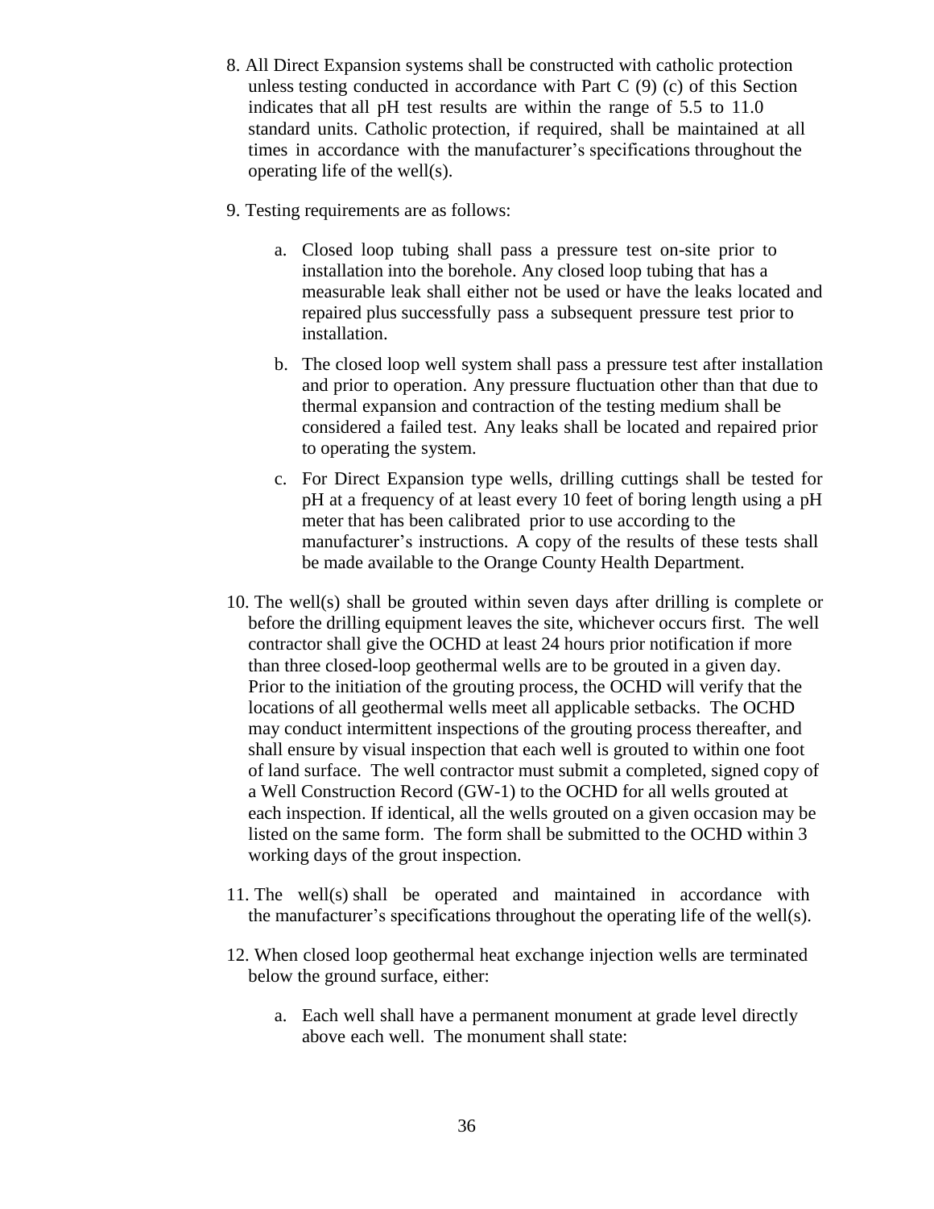8. All Direct Expansion systems shall be constructed with catholic protection unless testing conducted in accordance with Part C (9) (c) of this Section indicates that all pH test results are within the range of 5.5 to 11.0 standard units. Catholic protection, if required, shall be maintained at all times in accordance with the manufacturer's specifications throughout the operating life of the well(s).

9. Testing requirements are as follows:

   a. Closed loop tubing shall pass a pressure test on-site prior to installation into the borehole. Any closed loop tubing that has a measurable leak shall either not be used or have the leaks located and repaired plus successfully pass a subsequent pressure test prior to installation.

   b. The closed loop well system shall pass a pressure test after installation and prior to operation. Any pressure fluctuation other than that due to thermal expansion and contraction of the testing medium shall be considered a failed test. Any leaks shall be located and repaired prior to operating the system.

   c. For Direct Expansion type wells, drilling cuttings shall be tested for pH at a frequency of at least every 10 feet of boring length using a pH meter that has been calibrated prior to use according to the manufacturer's instructions. A copy of the results of these tests shall be made available to the Orange County Health Department.

10. The well(s) shall be grouted within seven days after drilling is complete or before the drilling equipment leaves the site, whichever occurs first. The well contractor shall give the OCHD at least 24 hours prior notification if more than three closed-loop geothermal wells are to be grouted in a given day. Prior to the initiation of the grouting process, the OCHD will verify that the locations of all geothermal wells meet all applicable setbacks. The OCHD may conduct intermittent inspections of the grouting process thereafter, and shall ensure by visual inspection that each well is grouted to within one foot of land surface. The well contractor must submit a completed, signed copy of a Well Construction Record (GW-1) to the OCHD for all wells grouted at each inspection. If identical, all the wells grouted on a given occasion may be listed on the same form. The form shall be submitted to the OCHD within 3 working days of the grout inspection.

11. The well(s) shall be operated and maintained in accordance with the manufacturer's specifications throughout the operating life of the well(s).

12. When closed loop geothermal heat exchange injection wells are terminated below the ground surface, either:

   a. Each well shall have a permanent monument at grade level directly above each well. The monument shall state: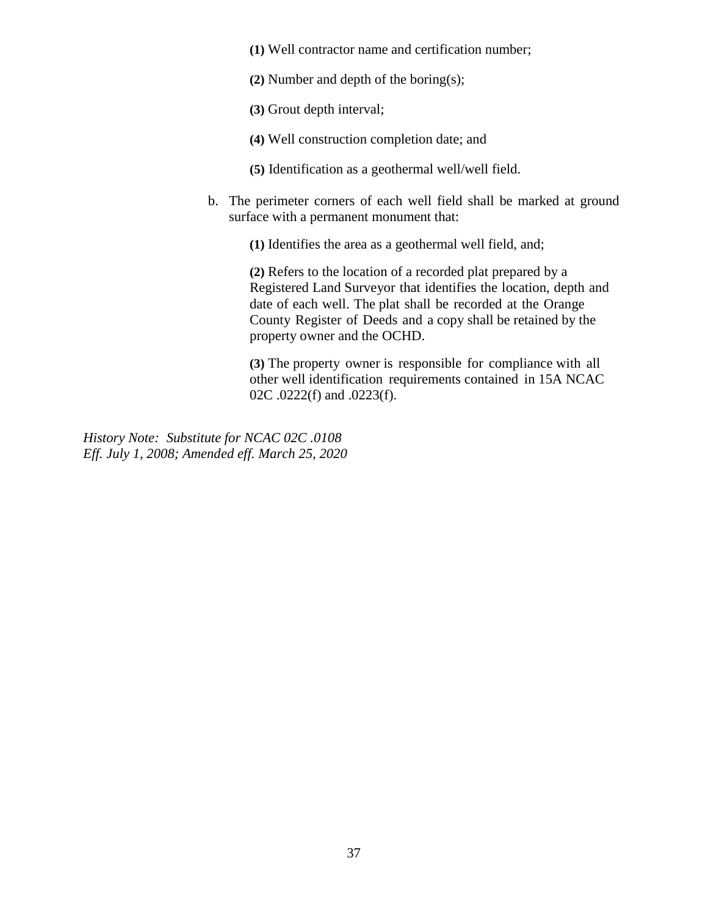**(1)** Well contractor name and certification number;

**(2)** Number and depth of the boring(s);

**(3)** Grout depth interval;

**(4)** Well construction completion date; and

**(5)** Identification as a geothermal well/well field.

b. The perimeter corners of each well field shall be marked at ground surface with a permanent monument that:

**(1)** Identifies the area as a geothermal well field, and;

**(2)** Refers to the location of a recorded plat prepared by a Registered Land Surveyor that identifies the location, depth and date of each well. The plat shall be recorded at the Orange County Register of Deeds and a copy shall be retained by the property owner and the OCHD.

**(3)** The property owner is responsible for compliance with all other well identification requirements contained in 15A NCAC 02C .0222(f) and .0223(f).

*History Note: Substitute for NCAC 02C .0108*
*Eff. July 1, 2008; Amended eff. March 25, 2020*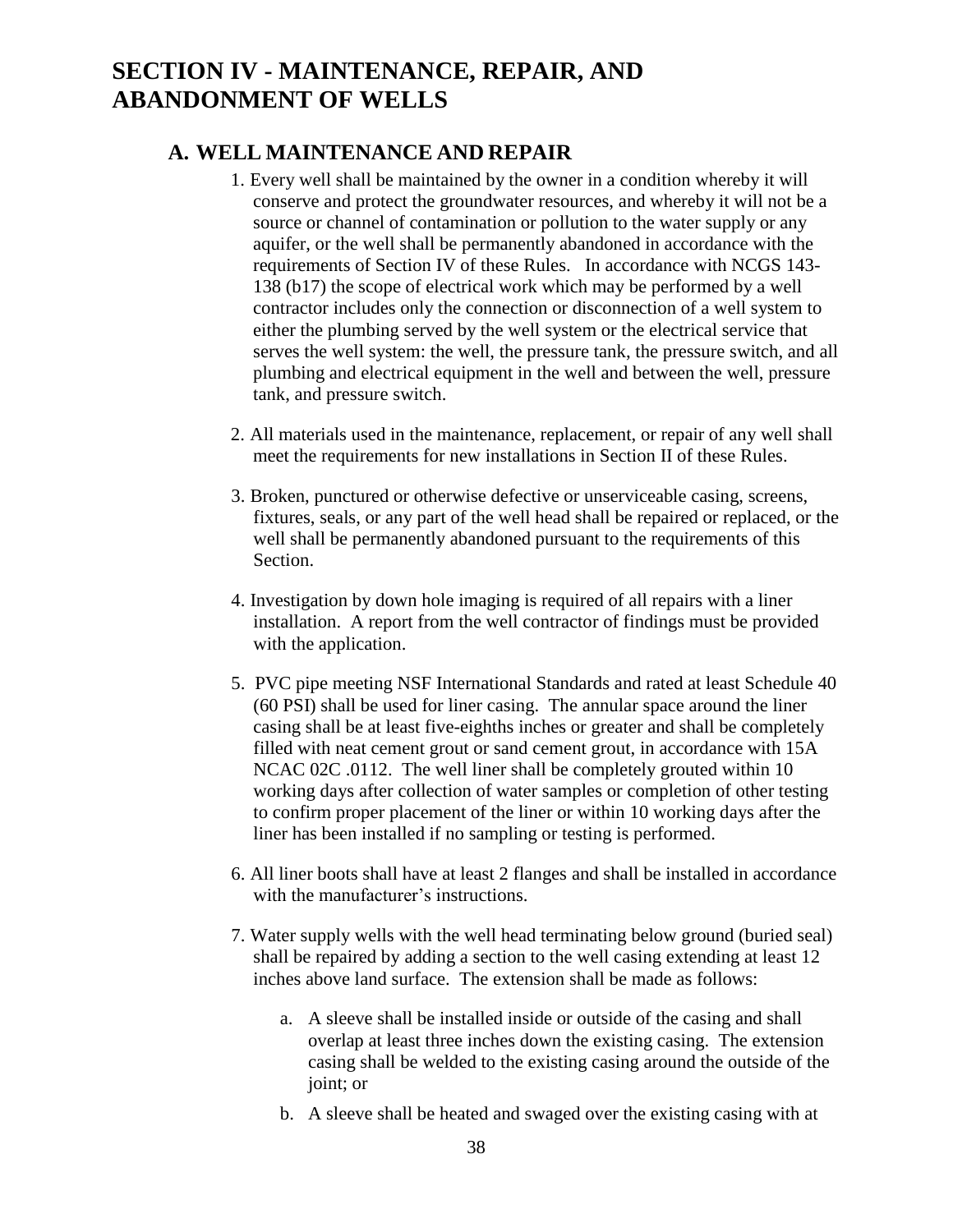# SECTION IV - MAINTENANCE, REPAIR, AND ABANDONMENT OF WELLS

## A. WELL MAINTENANCE AND REPAIR

1. Every well shall be maintained by the owner in a condition whereby it will conserve and protect the groundwater resources, and whereby it will not be a source or channel of contamination or pollution to the water supply or any aquifer, or the well shall be permanently abandoned in accordance with the requirements of Section IV of these Rules. In accordance with NCGS 143-138 (b17) the scope of electrical work which may be performed by a well contractor includes only the connection or disconnection of a well system to either the plumbing served by the well system or the electrical service that serves the well system: the well, the pressure tank, the pressure switch, and all plumbing and electrical equipment in the well and between the well, pressure tank, and pressure switch.

2. All materials used in the maintenance, replacement, or repair of any well shall meet the requirements for new installations in Section II of these Rules.

3. Broken, punctured or otherwise defective or unserviceable casing, screens, fixtures, seals, or any part of the well head shall be repaired or replaced, or the well shall be permanently abandoned pursuant to the requirements of this Section.

4. Investigation by down hole imaging is required of all repairs with a liner installation. A report from the well contractor of findings must be provided with the application.

5. PVC pipe meeting NSF International Standards and rated at least Schedule 40 (60 PSI) shall be used for liner casing. The annular space around the liner casing shall be at least five-eighths inches or greater and shall be completely filled with neat cement grout or sand cement grout, in accordance with 15A NCAC 02C .0112. The well liner shall be completely grouted within 10 working days after collection of water samples or completion of other testing to confirm proper placement of the liner or within 10 working days after the liner has been installed if no sampling or testing is performed.

6. All liner boots shall have at least 2 flanges and shall be installed in accordance with the manufacturer's instructions.

7. Water supply wells with the well head terminating below ground (buried seal) shall be repaired by adding a section to the well casing extending at least 12 inches above land surface. The extension shall be made as follows:

   a. A sleeve shall be installed inside or outside of the casing and shall overlap at least three inches down the existing casing. The extension casing shall be welded to the existing casing around the outside of the joint; or

   b. A sleeve shall be heated and swaged over the existing casing with at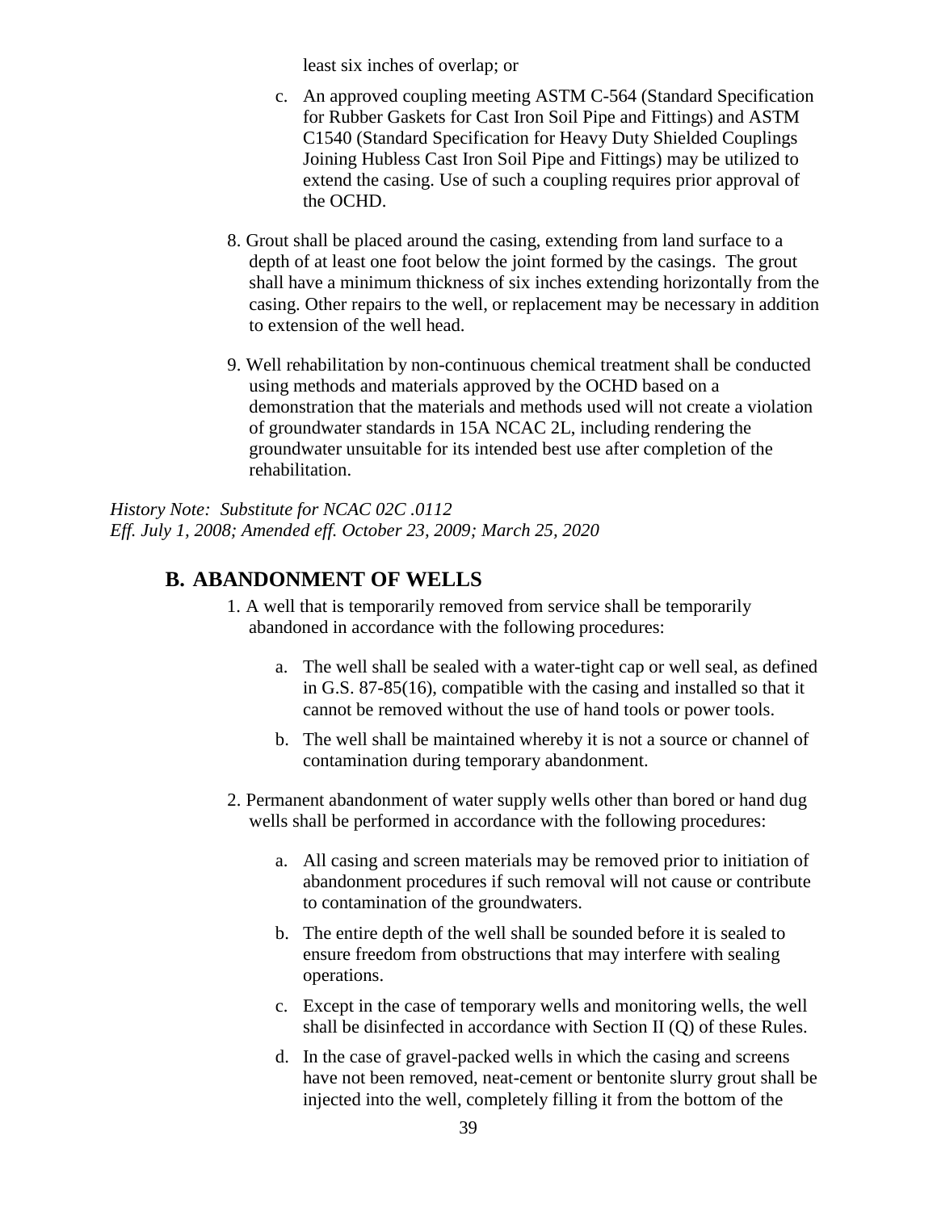least six inches of overlap; or

   c. An approved coupling meeting ASTM C-564 (Standard Specification for Rubber Gaskets for Cast Iron Soil Pipe and Fittings) and ASTM C1540 (Standard Specification for Heavy Duty Shielded Couplings Joining Hubless Cast Iron Soil Pipe and Fittings) may be utilized to extend the casing. Use of such a coupling requires prior approval of the OCHD.

8. Grout shall be placed around the casing, extending from land surface to a depth of at least one foot below the joint formed by the casings. The grout shall have a minimum thickness of six inches extending horizontally from the casing. Other repairs to the well, or replacement may be necessary in addition to extension of the well head.

9. Well rehabilitation by non-continuous chemical treatment shall be conducted using methods and materials approved by the OCHD based on a demonstration that the materials and methods used will not create a violation of groundwater standards in 15A NCAC 2L, including rendering the groundwater unsuitable for its intended best use after completion of the rehabilitation.

*History Note: Substitute for NCAC 02C .0112*
*Eff. July 1, 2008; Amended eff. October 23, 2009; March 25, 2020*

## B. ABANDONMENT OF WELLS

1. A well that is temporarily removed from service shall be temporarily abandoned in accordance with the following procedures:

   a. The well shall be sealed with a water-tight cap or well seal, as defined in G.S. 87-85(16), compatible with the casing and installed so that it cannot be removed without the use of hand tools or power tools.

   b. The well shall be maintained whereby it is not a source or channel of contamination during temporary abandonment.

2. Permanent abandonment of water supply wells other than bored or hand dug wells shall be performed in accordance with the following procedures:

   a. All casing and screen materials may be removed prior to initiation of abandonment procedures if such removal will not cause or contribute to contamination of the groundwaters.

   b. The entire depth of the well shall be sounded before it is sealed to ensure freedom from obstructions that may interfere with sealing operations.

   c. Except in the case of temporary wells and monitoring wells, the well shall be disinfected in accordance with Section II (Q) of these Rules.

   d. In the case of gravel-packed wells in which the casing and screens have not been removed, neat-cement or bentonite slurry grout shall be injected into the well, completely filling it from the bottom of the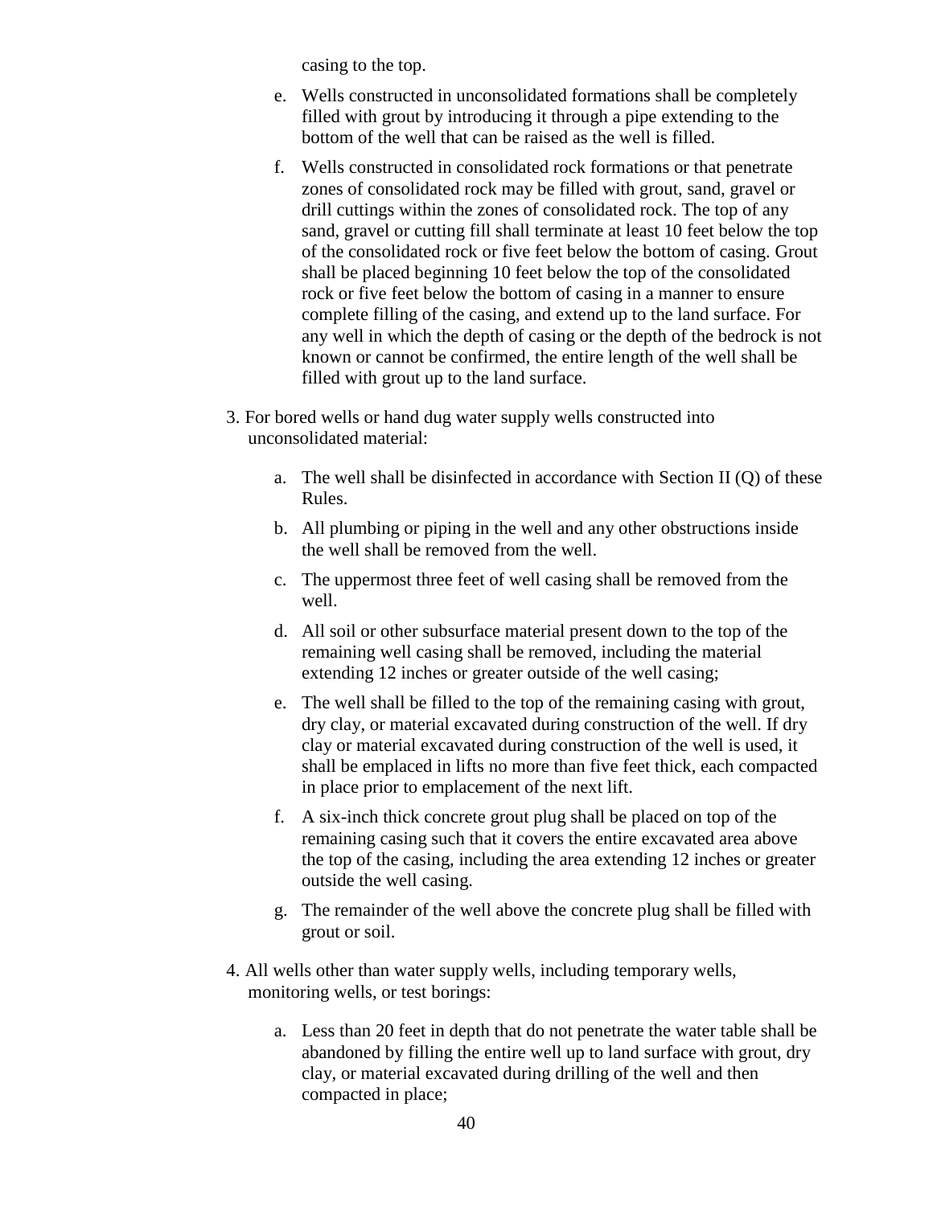casing to the top.

   e. Wells constructed in unconsolidated formations shall be completely filled with grout by introducing it through a pipe extending to the bottom of the well that can be raised as the well is filled.

   f. Wells constructed in consolidated rock formations or that penetrate zones of consolidated rock may be filled with grout, sand, gravel or drill cuttings within the zones of consolidated rock. The top of any sand, gravel or cutting fill shall terminate at least 10 feet below the top of the consolidated rock or five feet below the bottom of casing. Grout shall be placed beginning 10 feet below the top of the consolidated rock or five feet below the bottom of casing in a manner to ensure complete filling of the casing, and extend up to the land surface. For any well in which the depth of casing or the depth of the bedrock is not known or cannot be confirmed, the entire length of the well shall be filled with grout up to the land surface.

3. For bored wells or hand dug water supply wells constructed into unconsolidated material:

   a. The well shall be disinfected in accordance with Section II (Q) of these Rules.

   b. All plumbing or piping in the well and any other obstructions inside the well shall be removed from the well.

   c. The uppermost three feet of well casing shall be removed from the well.

   d. All soil or other subsurface material present down to the top of the remaining well casing shall be removed, including the material extending 12 inches or greater outside of the well casing;

   e. The well shall be filled to the top of the remaining casing with grout, dry clay, or material excavated during construction of the well. If dry clay or material excavated during construction of the well is used, it shall be emplaced in lifts no more than five feet thick, each compacted in place prior to emplacement of the next lift.

   f. A six-inch thick concrete grout plug shall be placed on top of the remaining casing such that it covers the entire excavated area above the top of the casing, including the area extending 12 inches or greater outside the well casing.

   g. The remainder of the well above the concrete plug shall be filled with grout or soil.

4. All wells other than water supply wells, including temporary wells, monitoring wells, or test borings:

   a. Less than 20 feet in depth that do not penetrate the water table shall be abandoned by filling the entire well up to land surface with grout, dry clay, or material excavated during drilling of the well and then compacted in place;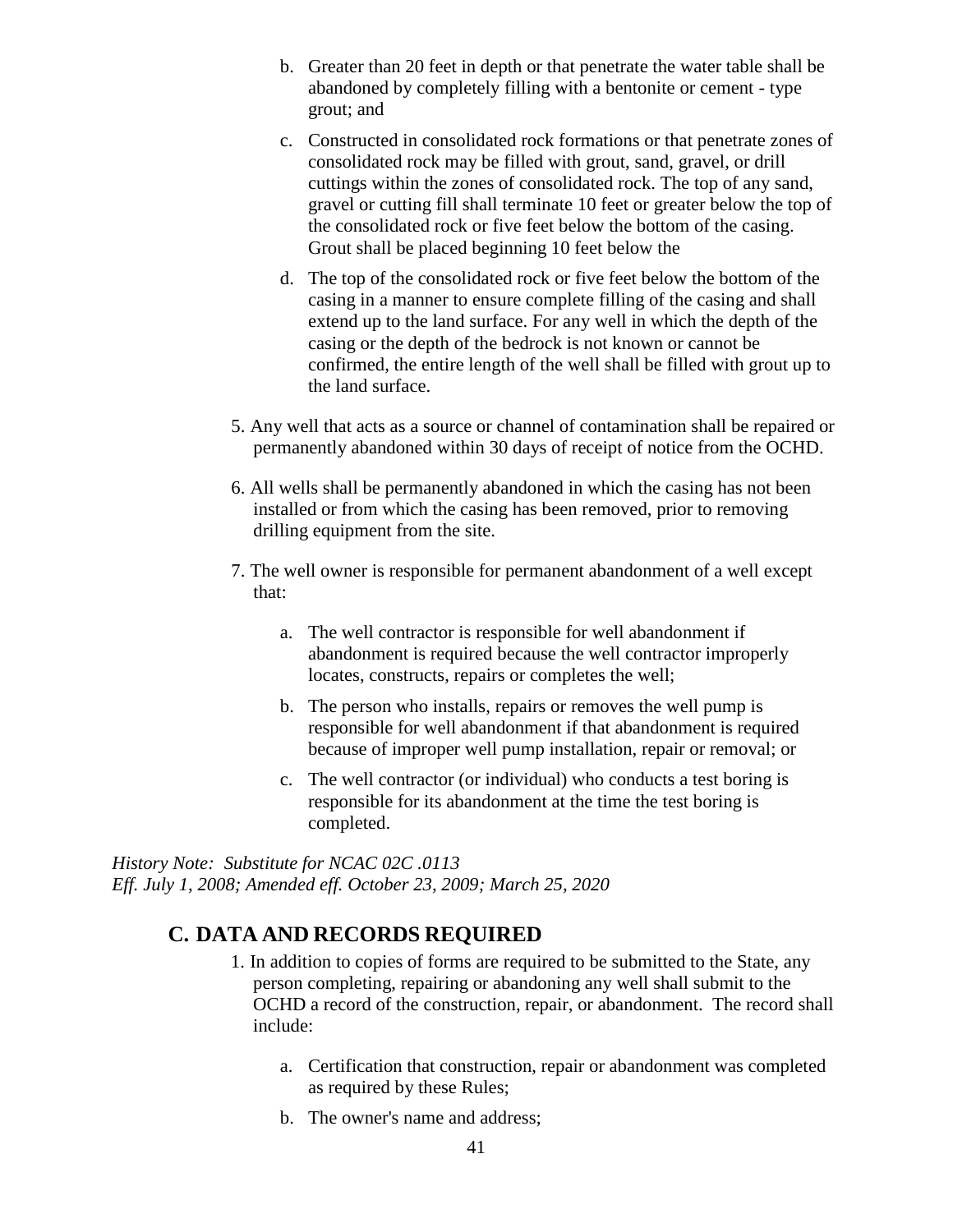b. Greater than 20 feet in depth or that penetrate the water table shall be abandoned by completely filling with a bentonite or cement - type grout; and

   c. Constructed in consolidated rock formations or that penetrate zones of consolidated rock may be filled with grout, sand, gravel, or drill cuttings within the zones of consolidated rock. The top of any sand, gravel or cutting fill shall terminate 10 feet or greater below the top of the consolidated rock or five feet below the bottom of the casing. Grout shall be placed beginning 10 feet below the

   d. The top of the consolidated rock or five feet below the bottom of the casing in a manner to ensure complete filling of the casing and shall extend up to the land surface. For any well in which the depth of the casing or the depth of the bedrock is not known or cannot be confirmed, the entire length of the well shall be filled with grout up to the land surface.

5. Any well that acts as a source or channel of contamination shall be repaired or permanently abandoned within 30 days of receipt of notice from the OCHD.

6. All wells shall be permanently abandoned in which the casing has not been installed or from which the casing has been removed, prior to removing drilling equipment from the site.

7. The well owner is responsible for permanent abandonment of a well except that:

   a. The well contractor is responsible for well abandonment if abandonment is required because the well contractor improperly locates, constructs, repairs or completes the well;

   b. The person who installs, repairs or removes the well pump is responsible for well abandonment if that abandonment is required because of improper well pump installation, repair or removal; or

   c. The well contractor (or individual) who conducts a test boring is responsible for its abandonment at the time the test boring is completed.

*History Note: Substitute for NCAC 02C .0113*
*Eff. July 1, 2008; Amended eff. October 23, 2009; March 25, 2020*

## C. DATA AND RECORDS REQUIRED

1. In addition to copies of forms are required to be submitted to the State, any person completing, repairing or abandoning any well shall submit to the OCHD a record of the construction, repair, or abandonment. The record shall include:

   a. Certification that construction, repair or abandonment was completed as required by these Rules;

   b. The owner's name and address;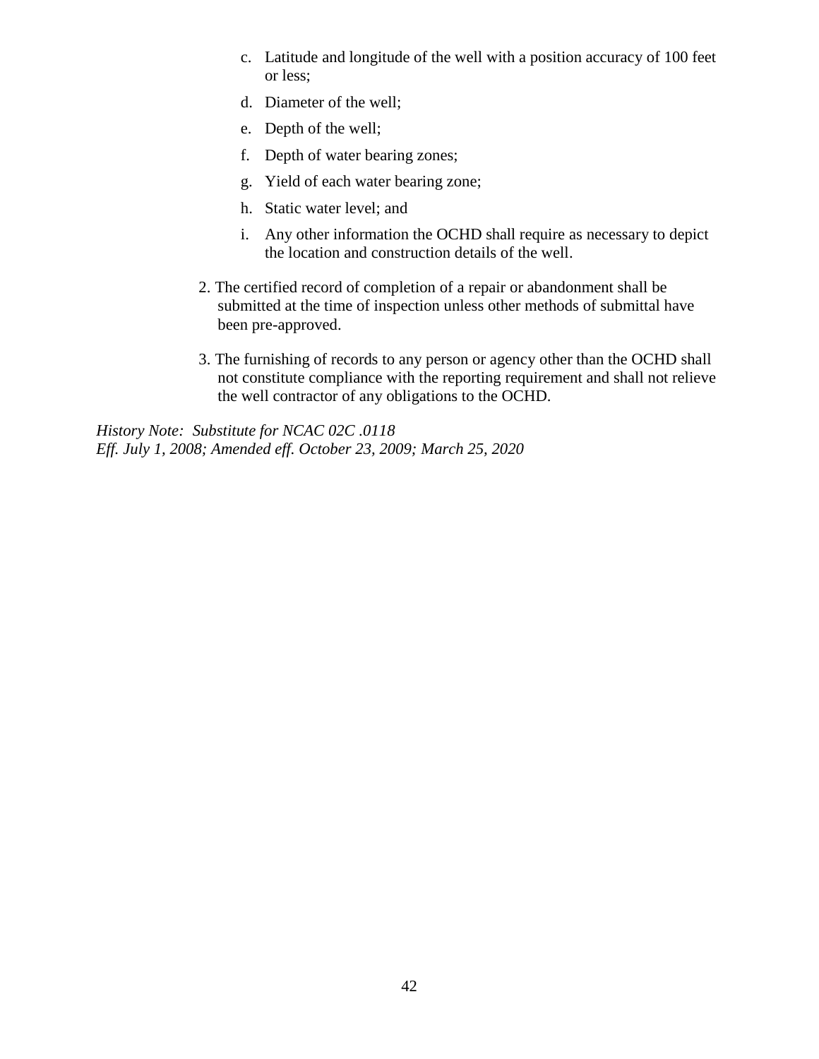c. Latitude and longitude of the well with a position accuracy of 100 feet or less;

   d. Diameter of the well;

   e. Depth of the well;

   f. Depth of water bearing zones;

   g. Yield of each water bearing zone;

   h. Static water level; and

   i. Any other information the OCHD shall require as necessary to depict the location and construction details of the well.

2. The certified record of completion of a repair or abandonment shall be submitted at the time of inspection unless other methods of submittal have been pre-approved.

3. The furnishing of records to any person or agency other than the OCHD shall not constitute compliance with the reporting requirement and shall not relieve the well contractor of any obligations to the OCHD.

*History Note: Substitute for NCAC 02C .0118*
*Eff. July 1, 2008; Amended eff. October 23, 2009; March 25, 2020*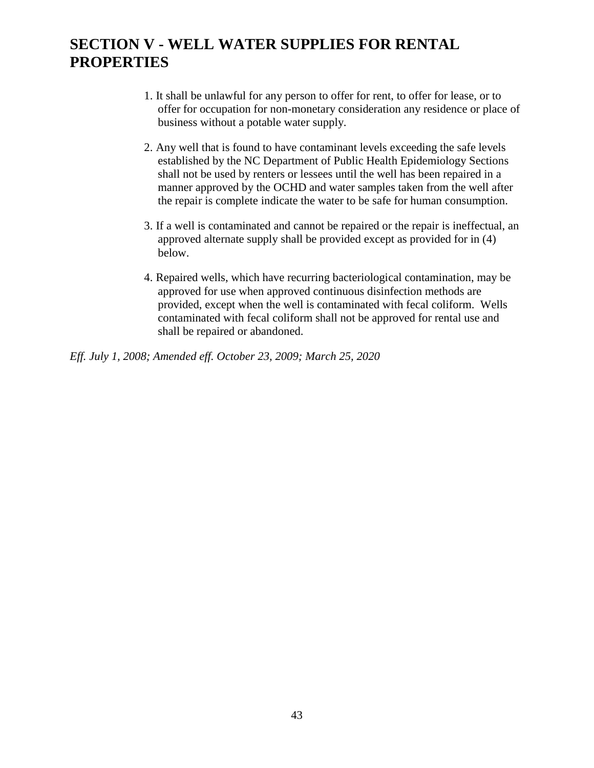## SECTION V - WELL WATER SUPPLIES FOR RENTAL PROPERTIES

1. It shall be unlawful for any person to offer for rent, to offer for lease, or to offer for occupation for non-monetary consideration any residence or place of business without a potable water supply.

2. Any well that is found to have contaminant levels exceeding the safe levels established by the NC Department of Public Health Epidemiology Sections shall not be used by renters or lessees until the well has been repaired in a manner approved by the OCHD and water samples taken from the well after the repair is complete indicate the water to be safe for human consumption.

3. If a well is contaminated and cannot be repaired or the repair is ineffectual, an approved alternate supply shall be provided except as provided for in (4) below.

4. Repaired wells, which have recurring bacteriological contamination, may be approved for use when approved continuous disinfection methods are provided, except when the well is contaminated with fecal coliform. Wells contaminated with fecal coliform shall not be approved for rental use and shall be repaired or abandoned.

*Eff. July 1, 2008; Amended eff. October 23, 2009; March 25, 2020*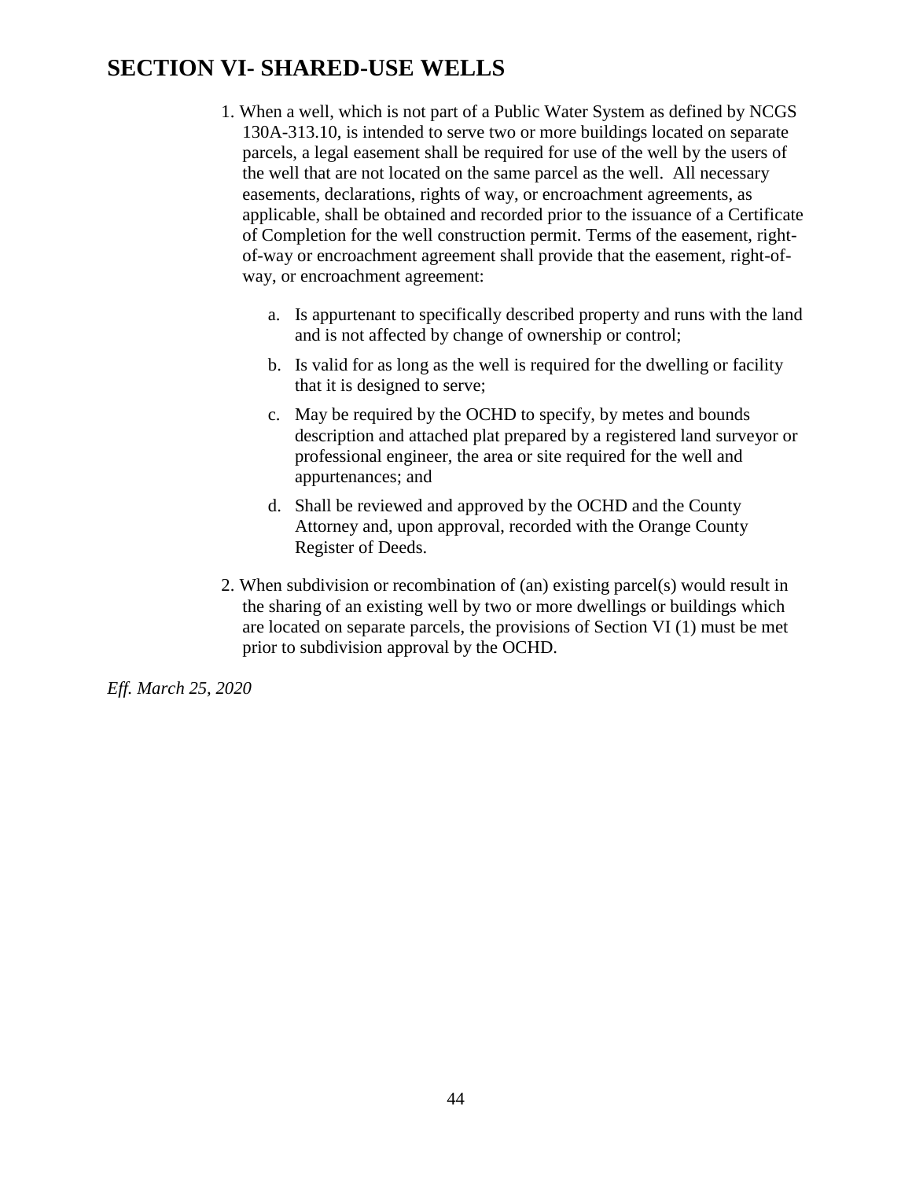# SECTION VI- SHARED-USE WELLS

1. When a well, which is not part of a Public Water System as defined by NCGS 130A-313.10, is intended to serve two or more buildings located on separate parcels, a legal easement shall be required for use of the well by the users of the well that are not located on the same parcel as the well. All necessary easements, declarations, rights of way, or encroachment agreements, as applicable, shall be obtained and recorded prior to the issuance of a Certificate of Completion for the well construction permit. Terms of the easement, right-of-way or encroachment agreement shall provide that the easement, right-of-way, or encroachment agreement:

   a. Is appurtenant to specifically described property and runs with the land and is not affected by change of ownership or control;

   b. Is valid for as long as the well is required for the dwelling or facility that it is designed to serve;

   c. May be required by the OCHD to specify, by metes and bounds description and attached plat prepared by a registered land surveyor or professional engineer, the area or site required for the well and appurtenances; and

   d. Shall be reviewed and approved by the OCHD and the County Attorney and, upon approval, recorded with the Orange County Register of Deeds.

2. When subdivision or recombination of (an) existing parcel(s) would result in the sharing of an existing well by two or more dwellings or buildings which are located on separate parcels, the provisions of Section VI (1) must be met prior to subdivision approval by the OCHD.

*Eff. March 25, 2020*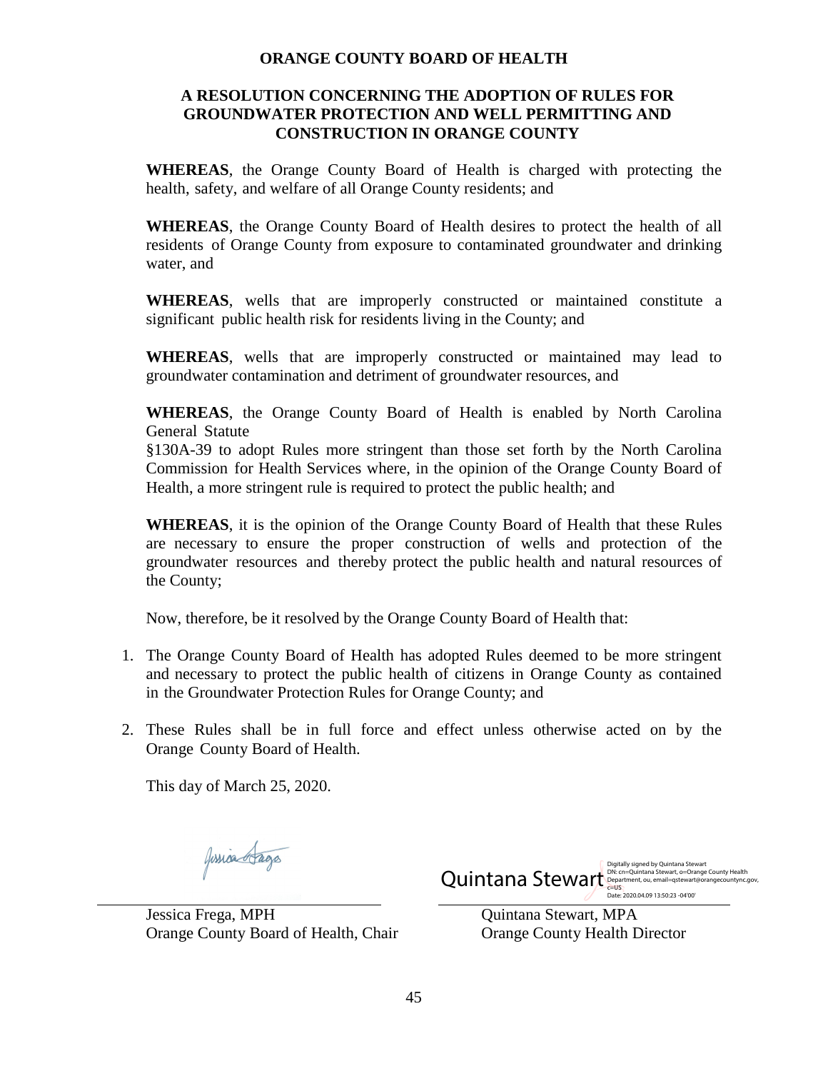**ORANGE COUNTY BOARD OF HEALTH**

**A RESOLUTION CONCERNING THE ADOPTION OF RULES FOR GROUNDWATER PROTECTION AND WELL PERMITTING AND CONSTRUCTION IN ORANGE COUNTY**

**WHEREAS**, the Orange County Board of Health is charged with protecting the health, safety, and welfare of all Orange County residents; and

**WHEREAS**, the Orange County Board of Health desires to protect the health of all residents of Orange County from exposure to contaminated groundwater and drinking water, and

**WHEREAS**, wells that are improperly constructed or maintained constitute a significant public health risk for residents living in the County; and

**WHEREAS**, wells that are improperly constructed or maintained may lead to groundwater contamination and detriment of groundwater resources, and

**WHEREAS**, the Orange County Board of Health is enabled by North Carolina General Statute §130A-39 to adopt Rules more stringent than those set forth by the North Carolina Commission for Health Services where, in the opinion of the Orange County Board of Health, a more stringent rule is required to protect the public health; and

**WHEREAS**, it is the opinion of the Orange County Board of Health that these Rules are necessary to ensure the proper construction of wells and protection of the groundwater resources and thereby protect the public health and natural resources of the County;

Now, therefore, be it resolved by the Orange County Board of Health that:

1. The Orange County Board of Health has adopted Rules deemed to be more stringent and necessary to protect the public health of citizens in Orange County as contained in the Groundwater Protection Rules for Orange County; and

2. These Rules shall be in full force and effect unless otherwise acted on by the Orange County Board of Health.

This day of March 25, 2020.

Jessica Frega, MPH
Orange County Board of Health, Chair

Quintana Stewart

Digitally signed by Quintana Stewart
DN: cn=Quintana Stewart, o=Orange County Health Department, ou, email=qstewart@orangecountync.gov, c=US
Date: 2020.04.09 13:50:23 -04'00'

Quintana Stewart, MPA
Orange County Health Director